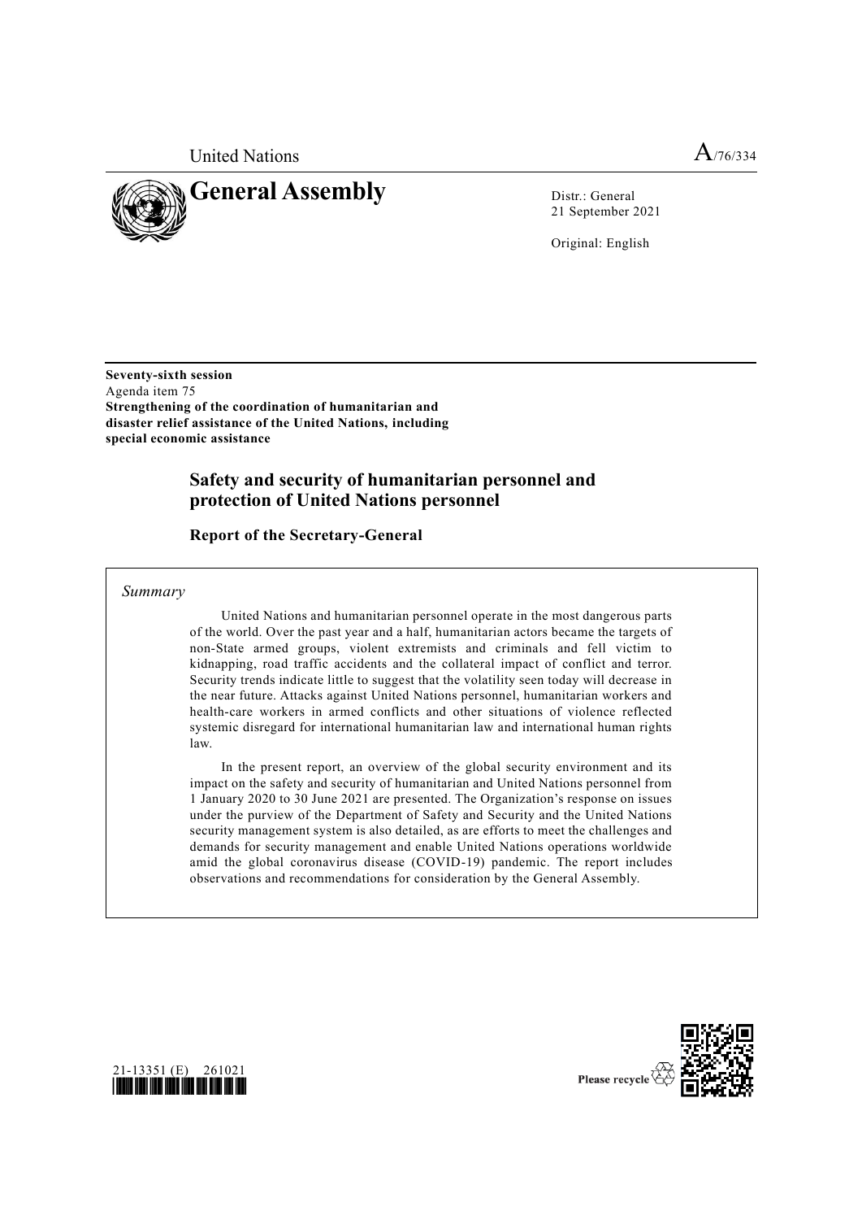United Nations A/76/334

# General Assembly

Distr.: General
21 September 2021

Original: English

**Seventy-sixth session**
Agenda item 75
**Strengthening of the coordination of humanitarian and disaster relief assistance of the United Nations, including special economic assistance**

## Safety and security of humanitarian personnel and protection of United Nations personnel

### Report of the Secretary-General

*Summary*

United Nations and humanitarian personnel operate in the most dangerous parts of the world. Over the past year and a half, humanitarian actors became the targets of non-State armed groups, violent extremists and criminals and fell victim to kidnapping, road traffic accidents and the collateral impact of conflict and terror. Security trends indicate little to suggest that the volatility seen today will decrease in the near future. Attacks against United Nations personnel, humanitarian workers and health-care workers in armed conflicts and other situations of violence reflected systemic disregard for international humanitarian law and international human rights law.

In the present report, an overview of the global security environment and its impact on the safety and security of humanitarian and United Nations personnel from 1 January 2020 to 30 June 2021 are presented. The Organization's response on issues under the purview of the Department of Safety and Security and the United Nations security management system is also detailed, as are efforts to meet the challenges and demands for security management and enable United Nations operations worldwide amid the global coronavirus disease (COVID-19) pandemic. The report includes observations and recommendations for consideration by the General Assembly.

21-13351 (E) 261021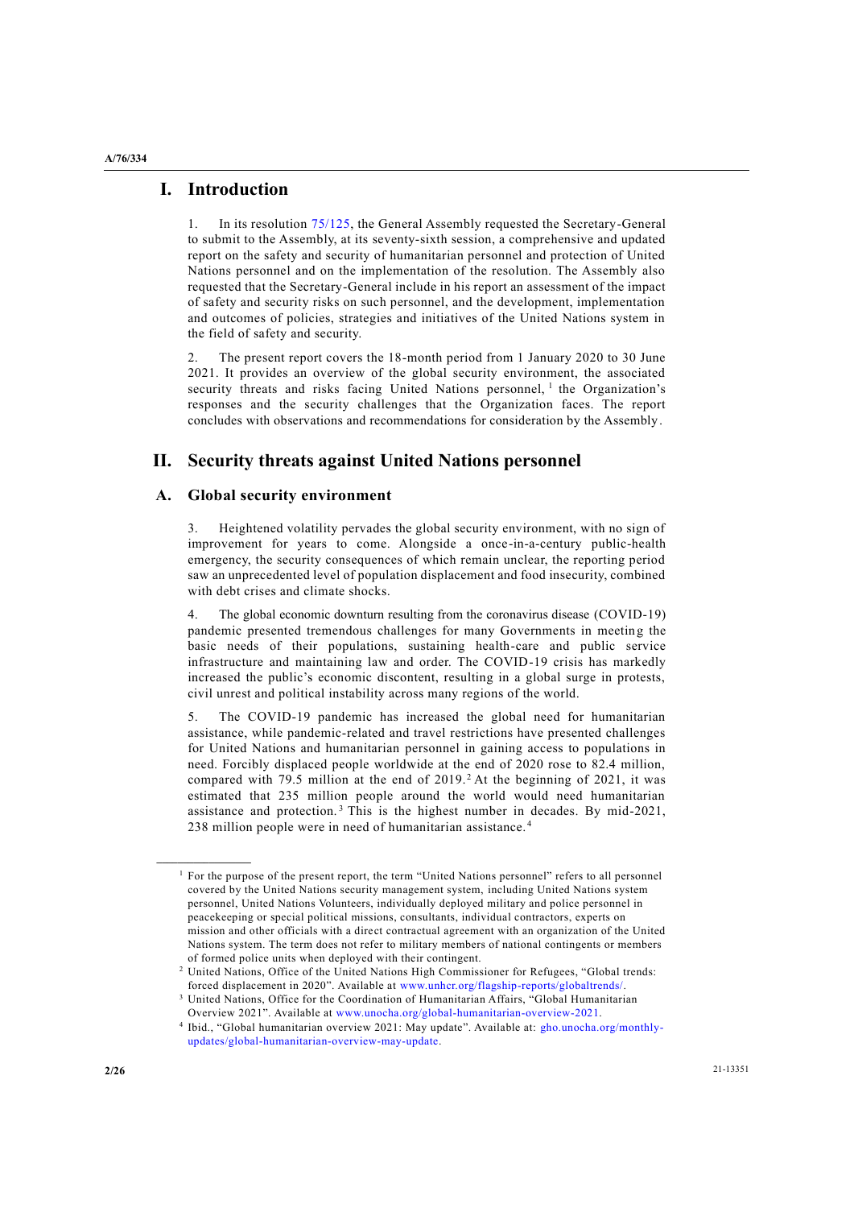# I. Introduction

1. In its resolution 75/125, the General Assembly requested the Secretary-General to submit to the Assembly, at its seventy-sixth session, a comprehensive and updated report on the safety and security of humanitarian personnel and protection of United Nations personnel and on the implementation of the resolution. The Assembly also requested that the Secretary-General include in his report an assessment of the impact of safety and security risks on such personnel, and the development, implementation and outcomes of policies, strategies and initiatives of the United Nations system in the field of safety and security.

2. The present report covers the 18-month period from 1 January 2020 to 30 June 2021. It provides an overview of the global security environment, the associated security threats and risks facing United Nations personnel,[1] the Organization's responses and the security challenges that the Organization faces. The report concludes with observations and recommendations for consideration by the Assembly.

# II. Security threats against United Nations personnel

## A. Global security environment

3. Heightened volatility pervades the global security environment, with no sign of improvement for years to come. Alongside a once-in-a-century public-health emergency, the security consequences of which remain unclear, the reporting period saw an unprecedented level of population displacement and food insecurity, combined with debt crises and climate shocks.

4. The global economic downturn resulting from the coronavirus disease (COVID-19) pandemic presented tremendous challenges for many Governments in meeting the basic needs of their populations, sustaining health-care and public service infrastructure and maintaining law and order. The COVID-19 crisis has markedly increased the public's economic discontent, resulting in a global surge in protests, civil unrest and political instability across many regions of the world.

5. The COVID-19 pandemic has increased the global need for humanitarian assistance, while pandemic-related and travel restrictions have presented challenges for United Nations and humanitarian personnel in gaining access to populations in need. Forcibly displaced people worldwide at the end of 2020 rose to 82.4 million, compared with 79.5 million at the end of 2019.[2] At the beginning of 2021, it was estimated that 235 million people around the world would need humanitarian assistance and protection.[3] This is the highest number in decades. By mid-2021, 238 million people were in need of humanitarian assistance.[4]

---

[1] For the purpose of the present report, the term "United Nations personnel" refers to all personnel covered by the United Nations security management system, including United Nations system personnel, United Nations Volunteers, individually deployed military and police personnel in peacekeeping or special political missions, consultants, individual contractors, experts on mission and other officials with a direct contractual agreement with an organization of the United Nations system. The term does not refer to military members of national contingents or members of formed police units when deployed with their contingent.

[2] United Nations, Office of the United Nations High Commissioner for Refugees, "Global trends: forced displacement in 2020". Available at www.unhcr.org/flagship-reports/globaltrends/.

[3] United Nations, Office for the Coordination of Humanitarian Affairs, "Global Humanitarian Overview 2021". Available at www.unocha.org/global-humanitarian-overview-2021.

[4] Ibid., "Global humanitarian overview 2021: May update". Available at: gho.unocha.org/monthly-updates/global-humanitarian-overview-may-update.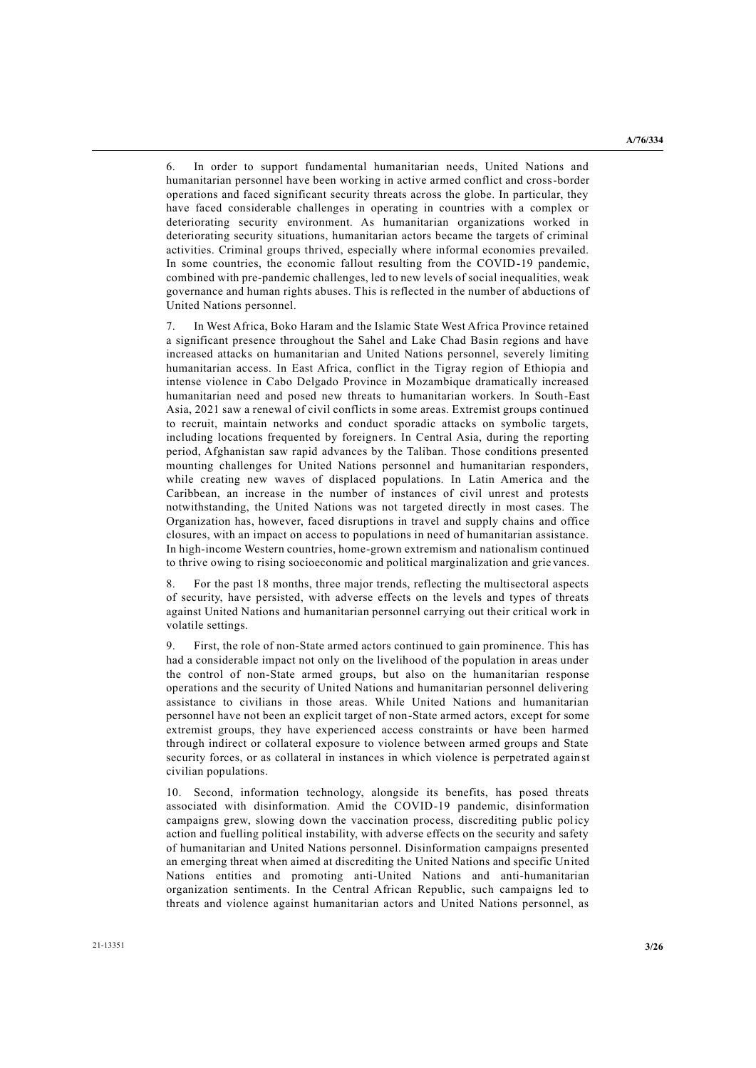6. In order to support fundamental humanitarian needs, United Nations and humanitarian personnel have been working in active armed conflict and cross-border operations and faced significant security threats across the globe. In particular, they have faced considerable challenges in operating in countries with a complex or deteriorating security environment. As humanitarian organizations worked in deteriorating security situations, humanitarian actors became the targets of criminal activities. Criminal groups thrived, especially where informal economies prevailed. In some countries, the economic fallout resulting from the COVID-19 pandemic, combined with pre-pandemic challenges, led to new levels of social inequalities, weak governance and human rights abuses. This is reflected in the number of abductions of United Nations personnel.

7. In West Africa, Boko Haram and the Islamic State West Africa Province retained a significant presence throughout the Sahel and Lake Chad Basin regions and have increased attacks on humanitarian and United Nations personnel, severely limiting humanitarian access. In East Africa, conflict in the Tigray region of Ethiopia and intense violence in Cabo Delgado Province in Mozambique dramatically increased humanitarian need and posed new threats to humanitarian workers. In South-East Asia, 2021 saw a renewal of civil conflicts in some areas. Extremist groups continued to recruit, maintain networks and conduct sporadic attacks on symbolic targets, including locations frequented by foreigners. In Central Asia, during the reporting period, Afghanistan saw rapid advances by the Taliban. Those conditions presented mounting challenges for United Nations personnel and humanitarian responders, while creating new waves of displaced populations. In Latin America and the Caribbean, an increase in the number of instances of civil unrest and protests notwithstanding, the United Nations was not targeted directly in most cases. The Organization has, however, faced disruptions in travel and supply chains and office closures, with an impact on access to populations in need of humanitarian assistance. In high-income Western countries, home-grown extremism and nationalism continued to thrive owing to rising socioeconomic and political marginalization and grievances.

8. For the past 18 months, three major trends, reflecting the multisectoral aspects of security, have persisted, with adverse effects on the levels and types of threats against United Nations and humanitarian personnel carrying out their critical work in volatile settings.

9. First, the role of non-State armed actors continued to gain prominence. This has had a considerable impact not only on the livelihood of the population in areas under the control of non-State armed groups, but also on the humanitarian response operations and the security of United Nations and humanitarian personnel delivering assistance to civilians in those areas. While United Nations and humanitarian personnel have not been an explicit target of non-State armed actors, except for some extremist groups, they have experienced access constraints or have been harmed through indirect or collateral exposure to violence between armed groups and State security forces, or as collateral in instances in which violence is perpetrated against civilian populations.

10. Second, information technology, alongside its benefits, has posed threats associated with disinformation. Amid the COVID-19 pandemic, disinformation campaigns grew, slowing down the vaccination process, discrediting public policy action and fuelling political instability, with adverse effects on the security and safety of humanitarian and United Nations personnel. Disinformation campaigns presented an emerging threat when aimed at discrediting the United Nations and specific United Nations entities and promoting anti-United Nations and anti-humanitarian organization sentiments. In the Central African Republic, such campaigns led to threats and violence against humanitarian actors and United Nations personnel, as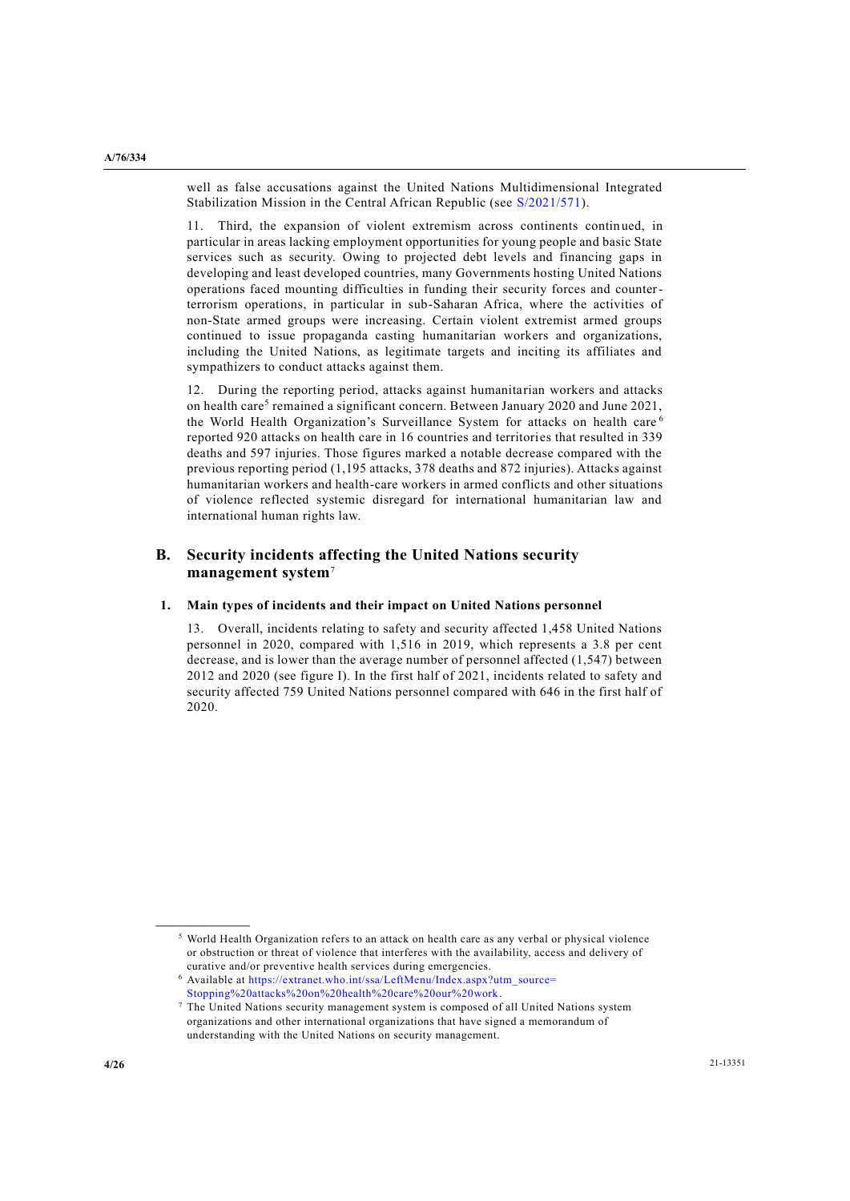well as false accusations against the United Nations Multidimensional Integrated Stabilization Mission in the Central African Republic (see S/2021/571).

11. Third, the expansion of violent extremism across continents continued, in particular in areas lacking employment opportunities for young people and basic State services such as security. Owing to projected debt levels and financing gaps in developing and least developed countries, many Governments hosting United Nations operations faced mounting difficulties in funding their security forces and counter-terrorism operations, in particular in sub-Saharan Africa, where the activities of non-State armed groups were increasing. Certain violent extremist armed groups continued to issue propaganda casting humanitarian workers and organizations, including the United Nations, as legitimate targets and inciting its affiliates and sympathizers to conduct attacks against them.

12. During the reporting period, attacks against humanitarian workers and attacks on health care[5] remained a significant concern. Between January 2020 and June 2021, the World Health Organization's Surveillance System for attacks on health care[6] reported 920 attacks on health care in 16 countries and territories that resulted in 339 deaths and 597 injuries. Those figures marked a notable decrease compared with the previous reporting period (1,195 attacks, 378 deaths and 872 injuries). Attacks against humanitarian workers and health-care workers in armed conflicts and other situations of violence reflected systemic disregard for international humanitarian law and international human rights law.

## B. Security incidents affecting the United Nations security management system[7]

### 1. Main types of incidents and their impact on United Nations personnel

13. Overall, incidents relating to safety and security affected 1,458 United Nations personnel in 2020, compared with 1,516 in 2019, which represents a 3.8 per cent decrease, and is lower than the average number of personnel affected (1,547) between 2012 and 2020 (see figure I). In the first half of 2021, incidents related to safety and security affected 759 United Nations personnel compared with 646 in the first half of 2020.

---

[5] World Health Organization refers to an attack on health care as any verbal or physical violence or obstruction or threat of violence that interferes with the availability, access and delivery of curative and/or preventive health services during emergencies.

[6] Available at https://extranet.who.int/ssa/LeftMenu/Index.aspx?utm_source=Stopping%20attacks%20on%20health%20care%20our%20work.

[7] The United Nations security management system is composed of all United Nations system organizations and other international organizations that have signed a memorandum of understanding with the United Nations on security management.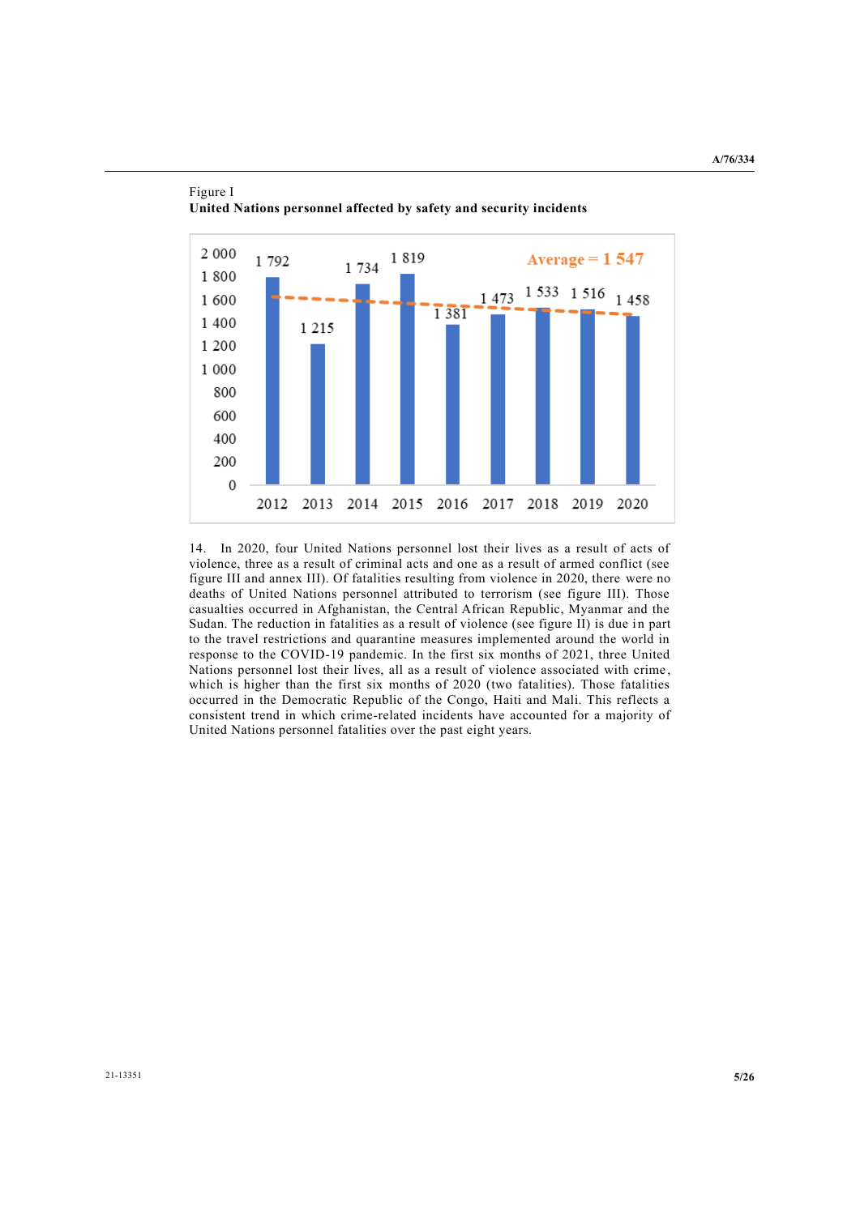Figure I
**United Nations personnel affected by safety and security incidents**

| Year | Personnel affected |
| --- | --- |
| 2012 | 1 792 |
| 2013 | 1 215 |
| 2014 | 1 734 |
| 2015 | 1 819 |
| 2016 | 1 381 |
| 2017 | 1 473 |
| 2018 | 1 533 |
| 2019 | 1 516 |
| 2020 | 1 458 |

Average = 1 547

14. In 2020, four United Nations personnel lost their lives as a result of acts of violence, three as a result of criminal acts and one as a result of armed conflict (see figure III and annex III). Of fatalities resulting from violence in 2020, there were no deaths of United Nations personnel attributed to terrorism (see figure III). Those casualties occurred in Afghanistan, the Central African Republic, Myanmar and the Sudan. The reduction in fatalities as a result of violence (see figure II) is due in part to the travel restrictions and quarantine measures implemented around the world in response to the COVID-19 pandemic. In the first six months of 2021, three United Nations personnel lost their lives, all as a result of violence associated with crime, which is higher than the first six months of 2020 (two fatalities). Those fatalities occurred in the Democratic Republic of the Congo, Haiti and Mali. This reflects a consistent trend in which crime-related incidents have accounted for a majority of United Nations personnel fatalities over the past eight years.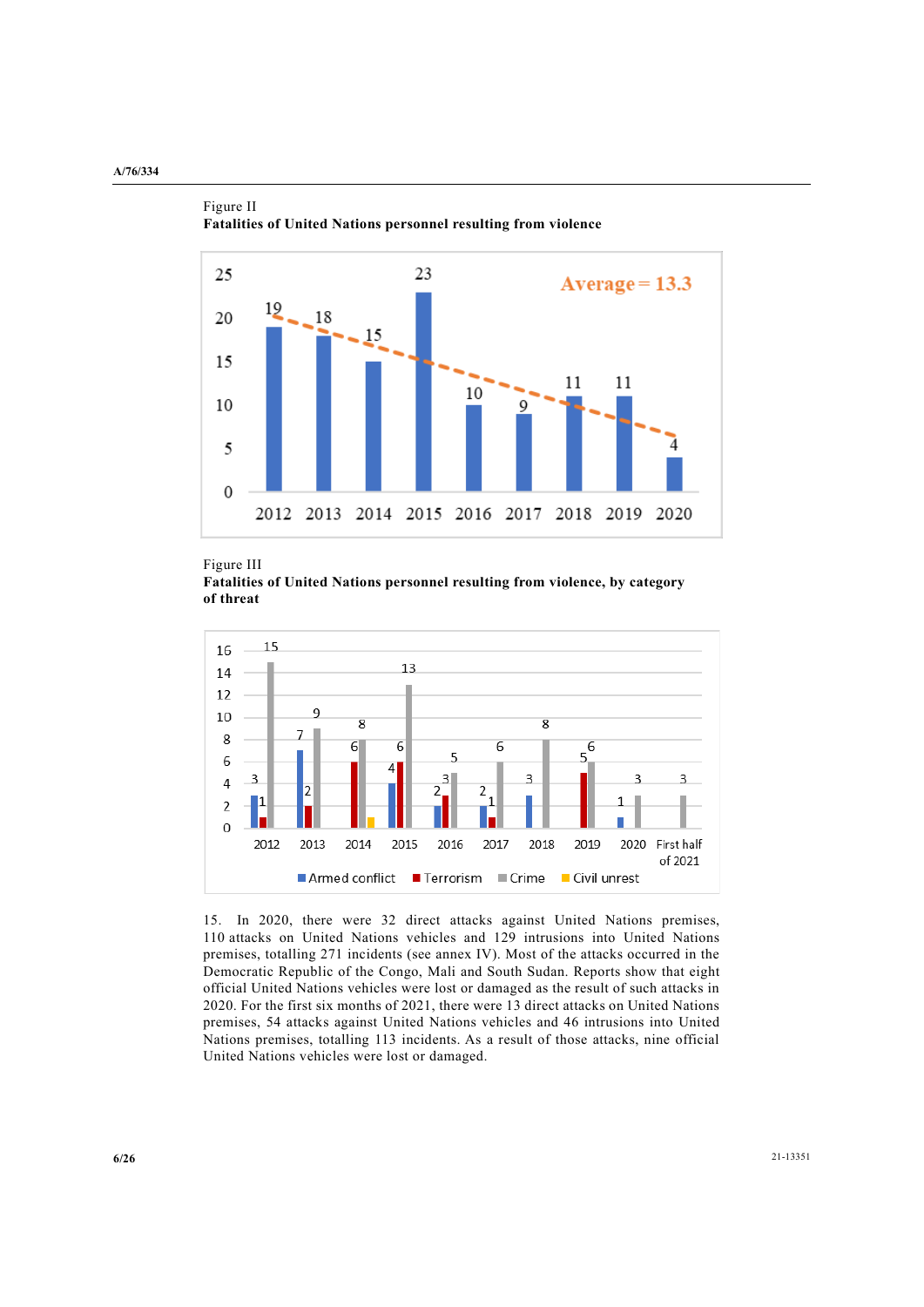Figure II
**Fatalities of United Nations personnel resulting from violence**

| Year | Fatalities |
|---|---|
| 2012 | 19 |
| 2013 | 18 |
| 2014 | 15 |
| 2015 | 23 |
| 2016 | 10 |
| 2017 | 9 |
| 2018 | 11 |
| 2019 | 11 |
| 2020 | 4 |

Average = 13.3

Figure III
**Fatalities of United Nations personnel resulting from violence, by category of threat**

| Year | Armed conflict | Terrorism | Crime | Civil unrest |
|---|---|---|---|---|
| 2012 | 3 | 1 | 15 | |
| 2013 | 7 | 2 | 9 | |
| 2014 | | 6 | 8 | 1 |
| 2015 | 4 | 6 | 13 | |
| 2016 | 2 | 3 | 5 | |
| 2017 | 2 | 1 | 6 | |
| 2018 | 3 | | 8 | |
| 2019 | | 5 | 6 | |
| 2020 | 1 | | 3 | |
| First half of 2021 | | | 3 | |

15. In 2020, there were 32 direct attacks against United Nations premises, 110 attacks on United Nations vehicles and 129 intrusions into United Nations premises, totalling 271 incidents (see annex IV). Most of the attacks occurred in the Democratic Republic of the Congo, Mali and South Sudan. Reports show that eight official United Nations vehicles were lost or damaged as the result of such attacks in 2020. For the first six months of 2021, there were 13 direct attacks on United Nations premises, 54 attacks against United Nations vehicles and 46 intrusions into United Nations premises, totalling 113 incidents. As a result of those attacks, nine official United Nations vehicles were lost or damaged.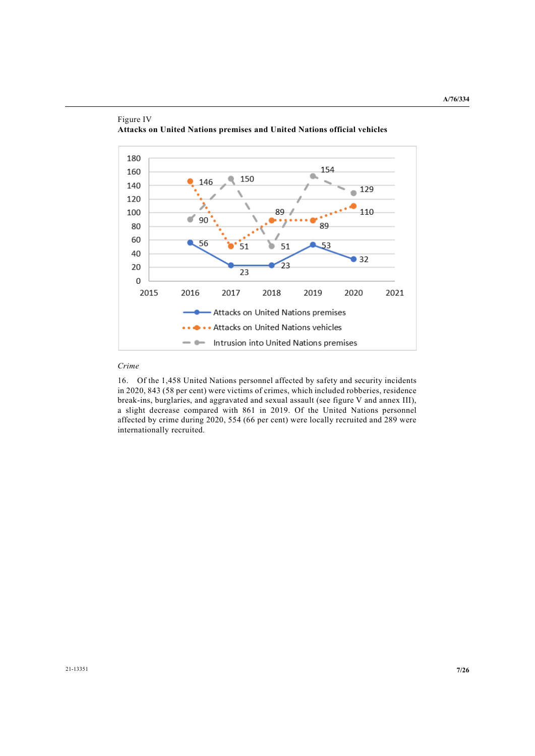Figure IV
**Attacks on United Nations premises and United Nations official vehicles**

| Year | Attacks on United Nations premises | Attacks on United Nations vehicles | Intrusion into United Nations premises |
| --- | --- | --- | --- |
| 2016 | 56 | 146 | 90 |
| 2017 | 23 | 51 | 150 |
| 2018 | 23 | 89 | 51 |
| 2019 | 53 | 89 | 154 |
| 2020 | 32 | 110 | 129 |

*Crime*

16. Of the 1,458 United Nations personnel affected by safety and security incidents in 2020, 843 (58 per cent) were victims of crimes, which included robberies, residence break-ins, burglaries, and aggravated and sexual assault (see figure V and annex III), a slight decrease compared with 861 in 2019. Of the United Nations personnel affected by crime during 2020, 554 (66 per cent) were locally recruited and 289 were internationally recruited.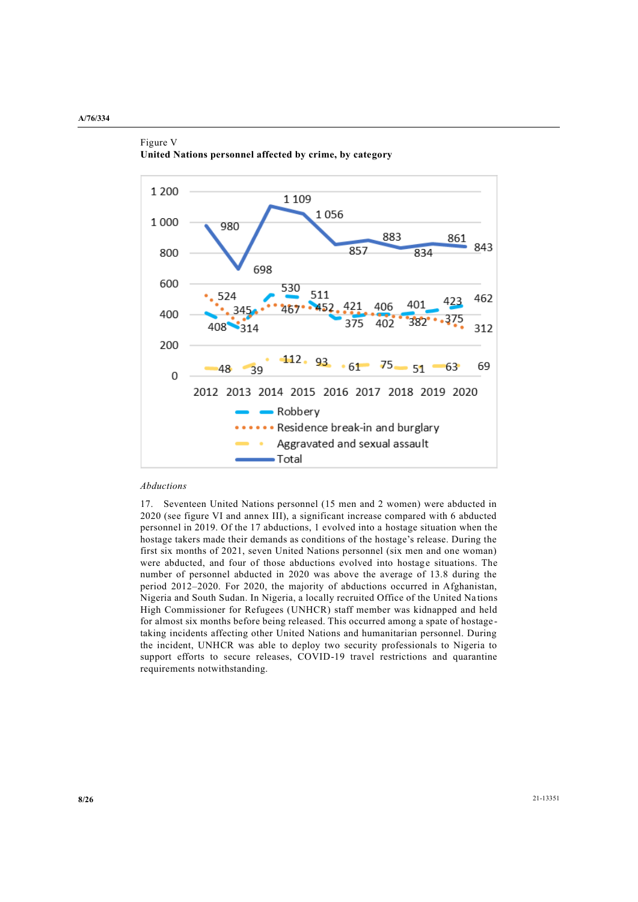Figure V
**United Nations personnel affected by crime, by category**

| Year | Robbery | Residence break-in and burglary | Aggravated and sexual assault | Total |
|---|---|---|---|---|
| 2012 | 408 | 524 | 48 | 980 |
| 2013 | 314 | 345 | 39 | 698 |
| 2014 | 530 | 467 | 112 | 1 109 |
| 2015 | 511 | 452 | 93 | 1 056 |
| 2016 | 375 | 421 | 61 | 857 |
| 2017 | 406 | 402 | 75 | 883 |
| 2018 | 401 | 382 | 51 | 834 |
| 2019 | 423 | 375 | 63 | 861 |
| 2020 | 462 | 312 | 69 | 843 |

*Abductions*

17. Seventeen United Nations personnel (15 men and 2 women) were abducted in 2020 (see figure VI and annex III), a significant increase compared with 6 abducted personnel in 2019. Of the 17 abductions, 1 evolved into a hostage situation when the hostage takers made their demands as conditions of the hostage's release. During the first six months of 2021, seven United Nations personnel (six men and one woman) were abducted, and four of those abductions evolved into hostage situations. The number of personnel abducted in 2020 was above the average of 13.8 during the period 2012–2020. For 2020, the majority of abductions occurred in Afghanistan, Nigeria and South Sudan. In Nigeria, a locally recruited Office of the United Nations High Commissioner for Refugees (UNHCR) staff member was kidnapped and held for almost six months before being released. This occurred among a spate of hostage-taking incidents affecting other United Nations and humanitarian personnel. During the incident, UNHCR was able to deploy two security professionals to Nigeria to support efforts to secure releases, COVID-19 travel restrictions and quarantine requirements notwithstanding.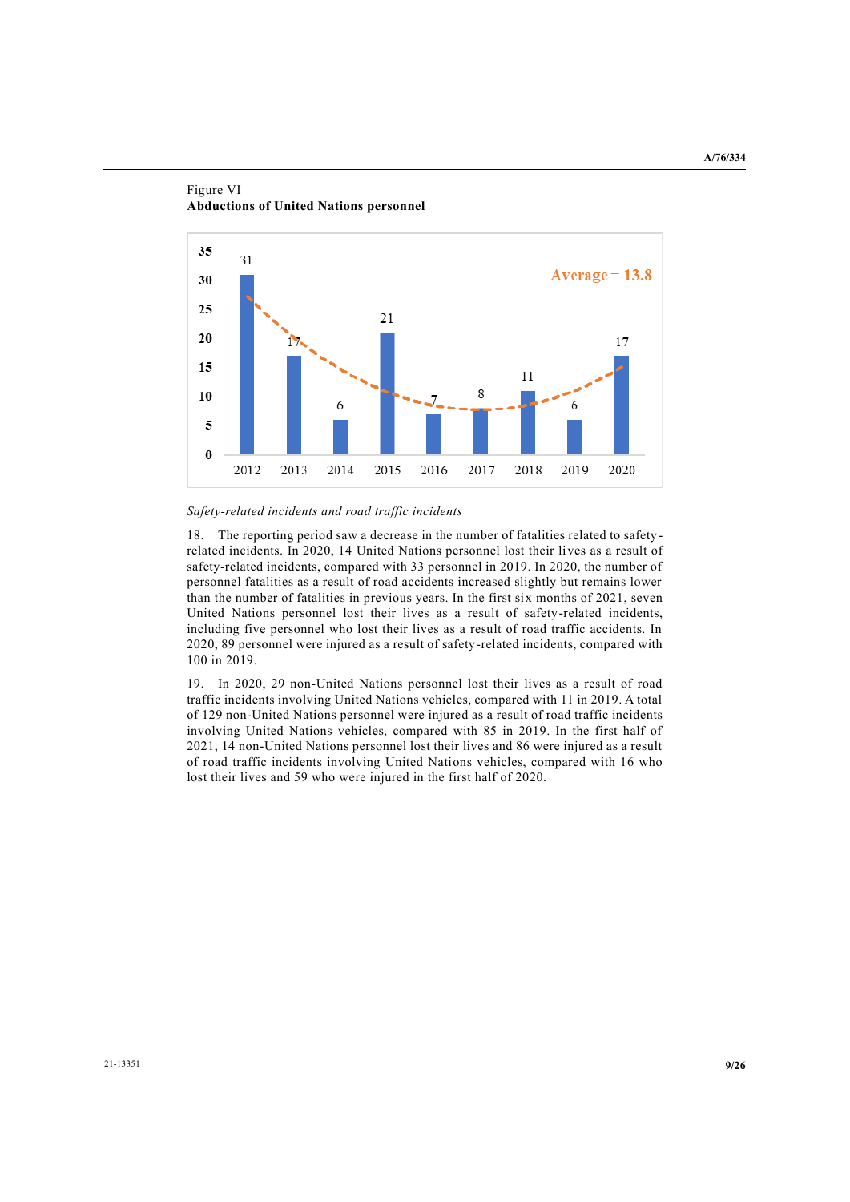Figure VI
**Abductions of United Nations personnel**

| Year | 2012 | 2013 | 2014 | 2015 | 2016 | 2017 | 2018 | 2019 | 2020 |
|---|---|---|---|---|---|---|---|---|---|
| Abductions | 31 | 17 | 6 | 21 | 7 | 8 | 11 | 6 | 17 |

Average = 13.8

*Safety-related incidents and road traffic incidents*

18. The reporting period saw a decrease in the number of fatalities related to safety-related incidents. In 2020, 14 United Nations personnel lost their lives as a result of safety-related incidents, compared with 33 personnel in 2019. In 2020, the number of personnel fatalities as a result of road accidents increased slightly but remains lower than the number of fatalities in previous years. In the first six months of 2021, seven United Nations personnel lost their lives as a result of safety-related incidents, including five personnel who lost their lives as a result of road traffic accidents. In 2020, 89 personnel were injured as a result of safety-related incidents, compared with 100 in 2019.

19. In 2020, 29 non-United Nations personnel lost their lives as a result of road traffic incidents involving United Nations vehicles, compared with 11 in 2019. A total of 129 non-United Nations personnel were injured as a result of road traffic incidents involving United Nations vehicles, compared with 85 in 2019. In the first half of 2021, 14 non-United Nations personnel lost their lives and 86 were injured as a result of road traffic incidents involving United Nations vehicles, compared with 16 who lost their lives and 59 who were injured in the first half of 2020.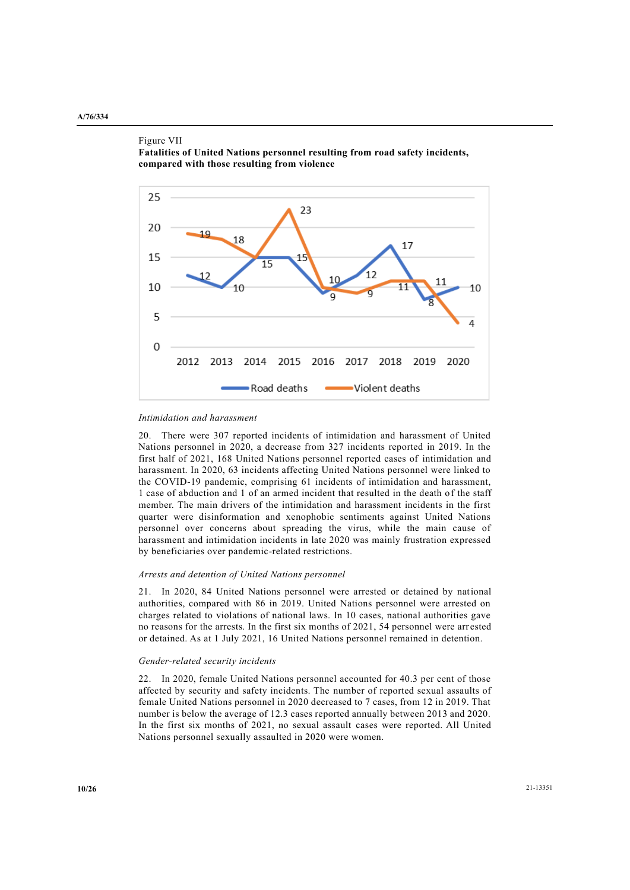Figure VII
**Fatalities of United Nations personnel resulting from road safety incidents, compared with those resulting from violence**

| Year | Road deaths | Violent deaths |
| --- | --- | --- |
| 2012 | 12 | 19 |
| 2013 | 10 | 18 |
| 2014 | 15 | 15 |
| 2015 | 15 | 23 |
| 2016 | 9 | 10 |
| 2017 | 12 | 9 |
| 2018 | 17 | 11 |
| 2019 | 8 | 11 |
| 2020 | 10 | 4 |

*Intimidation and harassment*

20. There were 307 reported incidents of intimidation and harassment of United Nations personnel in 2020, a decrease from 327 incidents reported in 2019. In the first half of 2021, 168 United Nations personnel reported cases of intimidation and harassment. In 2020, 63 incidents affecting United Nations personnel were linked to the COVID-19 pandemic, comprising 61 incidents of intimidation and harassment, 1 case of abduction and 1 of an armed incident that resulted in the death of the staff member. The main drivers of the intimidation and harassment incidents in the first quarter were disinformation and xenophobic sentiments against United Nations personnel over concerns about spreading the virus, while the main cause of harassment and intimidation incidents in late 2020 was mainly frustration expressed by beneficiaries over pandemic-related restrictions.

*Arrests and detention of United Nations personnel*

21. In 2020, 84 United Nations personnel were arrested or detained by national authorities, compared with 86 in 2019. United Nations personnel were arrested on charges related to violations of national laws. In 10 cases, national authorities gave no reasons for the arrests. In the first six months of 2021, 54 personnel were arrested or detained. As at 1 July 2021, 16 United Nations personnel remained in detention.

*Gender-related security incidents*

22. In 2020, female United Nations personnel accounted for 40.3 per cent of those affected by security and safety incidents. The number of reported sexual assaults of female United Nations personnel in 2020 decreased to 7 cases, from 12 in 2019. That number is below the average of 12.3 cases reported annually between 2013 and 2020. In the first six months of 2021, no sexual assault cases were reported. All United Nations personnel sexually assaulted in 2020 were women.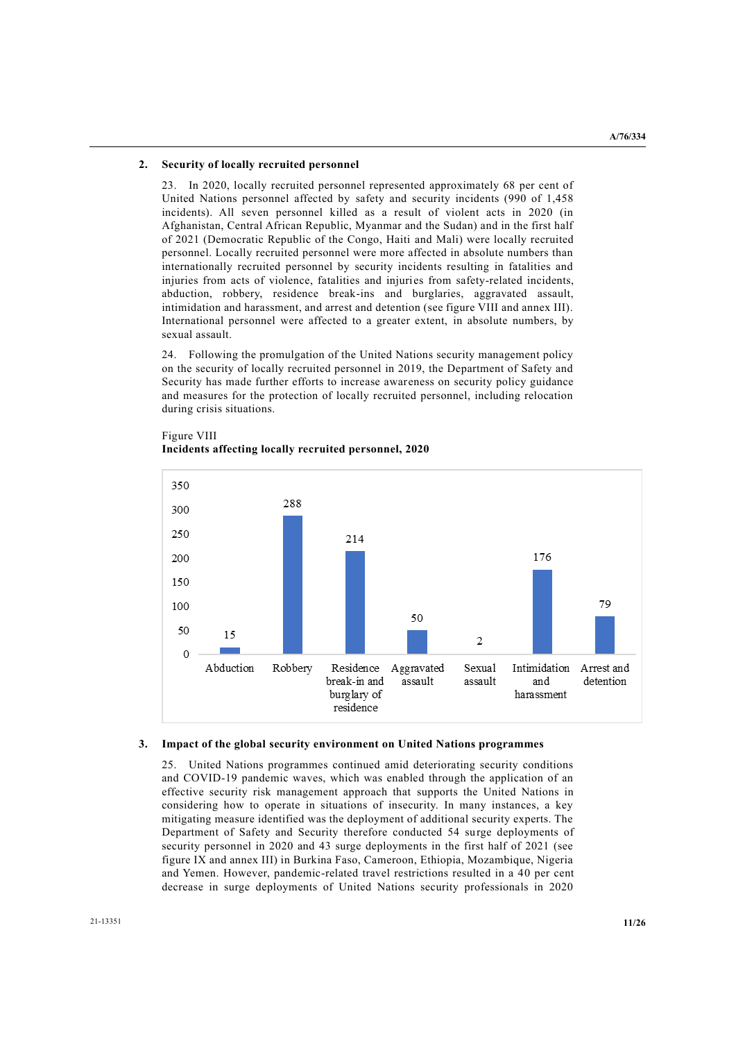### 2. Security of locally recruited personnel

23. In 2020, locally recruited personnel represented approximately 68 per cent of United Nations personnel affected by safety and security incidents (990 of 1,458 incidents). All seven personnel killed as a result of violent acts in 2020 (in Afghanistan, Central African Republic, Myanmar and the Sudan) and in the first half of 2021 (Democratic Republic of the Congo, Haiti and Mali) were locally recruited personnel. Locally recruited personnel were more affected in absolute numbers than internationally recruited personnel by security incidents resulting in fatalities and injuries from acts of violence, fatalities and injuries from safety-related incidents, abduction, robbery, residence break-ins and burglaries, aggravated assault, intimidation and harassment, and arrest and detention (see figure VIII and annex III). International personnel were affected to a greater extent, in absolute numbers, by sexual assault.

24. Following the promulgation of the United Nations security management policy on the security of locally recruited personnel in 2019, the Department of Safety and Security has made further efforts to increase awareness on security policy guidance and measures for the protection of locally recruited personnel, including relocation during crisis situations.

Figure VIII
**Incidents affecting locally recruited personnel, 2020**

| Incident type | Number |
| --- | --- |
| Abduction | 15 |
| Robbery | 288 |
| Residence break-in and burglary of residence | 214 |
| Aggravated assault | 50 |
| Sexual assault | 2 |
| Intimidation and harassment | 176 |
| Arrest and detention | 79 |

### 3. Impact of the global security environment on United Nations programmes

25. United Nations programmes continued amid deteriorating security conditions and COVID-19 pandemic waves, which was enabled through the application of an effective security risk management approach that supports the United Nations in considering how to operate in situations of insecurity. In many instances, a key mitigating measure identified was the deployment of additional security experts. The Department of Safety and Security therefore conducted 54 surge deployments of security personnel in 2020 and 43 surge deployments in the first half of 2021 (see figure IX and annex III) in Burkina Faso, Cameroon, Ethiopia, Mozambique, Nigeria and Yemen. However, pandemic-related travel restrictions resulted in a 40 per cent decrease in surge deployments of United Nations security professionals in 2020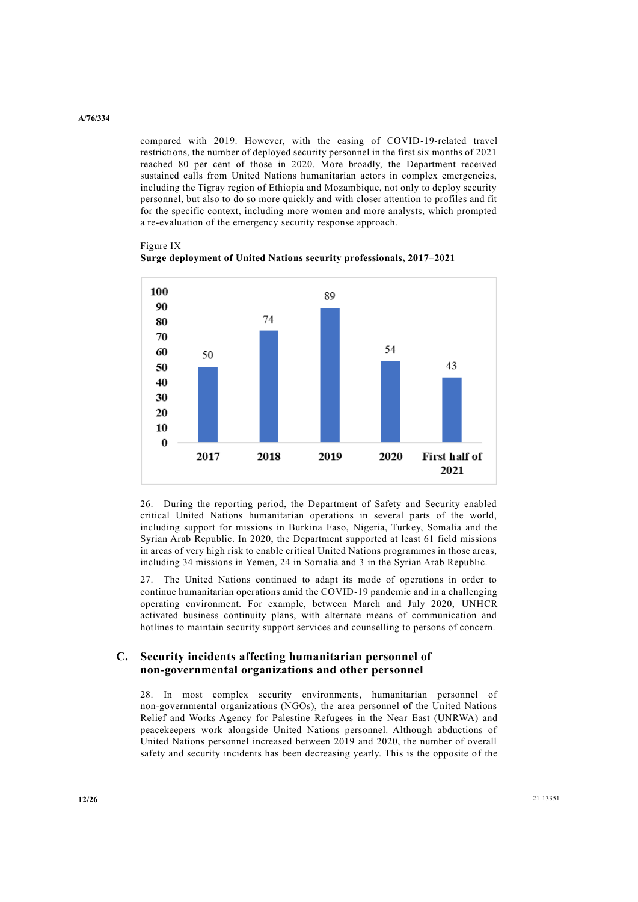compared with 2019. However, with the easing of COVID-19-related travel restrictions, the number of deployed security personnel in the first six months of 2021 reached 80 per cent of those in 2020. More broadly, the Department received sustained calls from United Nations humanitarian actors in complex emergencies, including the Tigray region of Ethiopia and Mozambique, not only to deploy security personnel, but also to do so more quickly and with closer attention to profiles and fit for the specific context, including more women and more analysts, which prompted a re-evaluation of the emergency security response approach.

Figure IX
**Surge deployment of United Nations security professionals, 2017–2021**

| 2017 | 2018 | 2019 | 2020 | First half of 2021 |
|---|---|---|---|---|
| 50 | 74 | 89 | 54 | 43 |

26. During the reporting period, the Department of Safety and Security enabled critical United Nations humanitarian operations in several parts of the world, including support for missions in Burkina Faso, Nigeria, Turkey, Somalia and the Syrian Arab Republic. In 2020, the Department supported at least 61 field missions in areas of very high risk to enable critical United Nations programmes in those areas, including 34 missions in Yemen, 24 in Somalia and 3 in the Syrian Arab Republic.

27. The United Nations continued to adapt its mode of operations in order to continue humanitarian operations amid the COVID-19 pandemic and in a challenging operating environment. For example, between March and July 2020, UNHCR activated business continuity plans, with alternate means of communication and hotlines to maintain security support services and counselling to persons of concern.

## C. Security incidents affecting humanitarian personnel of non-governmental organizations and other personnel

28. In most complex security environments, humanitarian personnel of non-governmental organizations (NGOs), the area personnel of the United Nations Relief and Works Agency for Palestine Refugees in the Near East (UNRWA) and peacekeepers work alongside United Nations personnel. Although abductions of United Nations personnel increased between 2019 and 2020, the number of overall safety and security incidents has been decreasing yearly. This is the opposite of the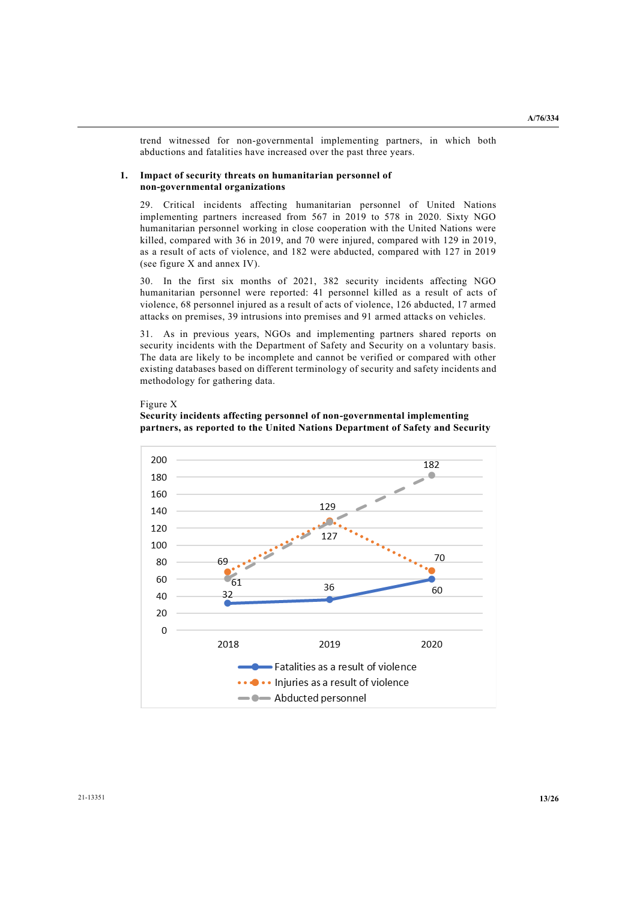trend witnessed for non-governmental implementing partners, in which both abductions and fatalities have increased over the past three years.

### 1. Impact of security threats on humanitarian personnel of non-governmental organizations

29. Critical incidents affecting humanitarian personnel of United Nations implementing partners increased from 567 in 2019 to 578 in 2020. Sixty NGO humanitarian personnel working in close cooperation with the United Nations were killed, compared with 36 in 2019, and 70 were injured, compared with 129 in 2019, as a result of acts of violence, and 182 were abducted, compared with 127 in 2019 (see figure X and annex IV).

30. In the first six months of 2021, 382 security incidents affecting NGO humanitarian personnel were reported: 41 personnel killed as a result of acts of violence, 68 personnel injured as a result of acts of violence, 126 abducted, 17 armed attacks on premises, 39 intrusions into premises and 91 armed attacks on vehicles.

31. As in previous years, NGOs and implementing partners shared reports on security incidents with the Department of Safety and Security on a voluntary basis. The data are likely to be incomplete and cannot be verified or compared with other existing databases based on different terminology of security and safety incidents and methodology for gathering data.

Figure X
**Security incidents affecting personnel of non-governmental implementing partners, as reported to the United Nations Department of Safety and Security**

| | 2018 | 2019 | 2020 |
|---|---|---|---|
| Fatalities as a result of violence | 32 | 36 | 60 |
| Injuries as a result of violence | 69 | 129 | 70 |
| Abducted personnel | 61 | 127 | 182 |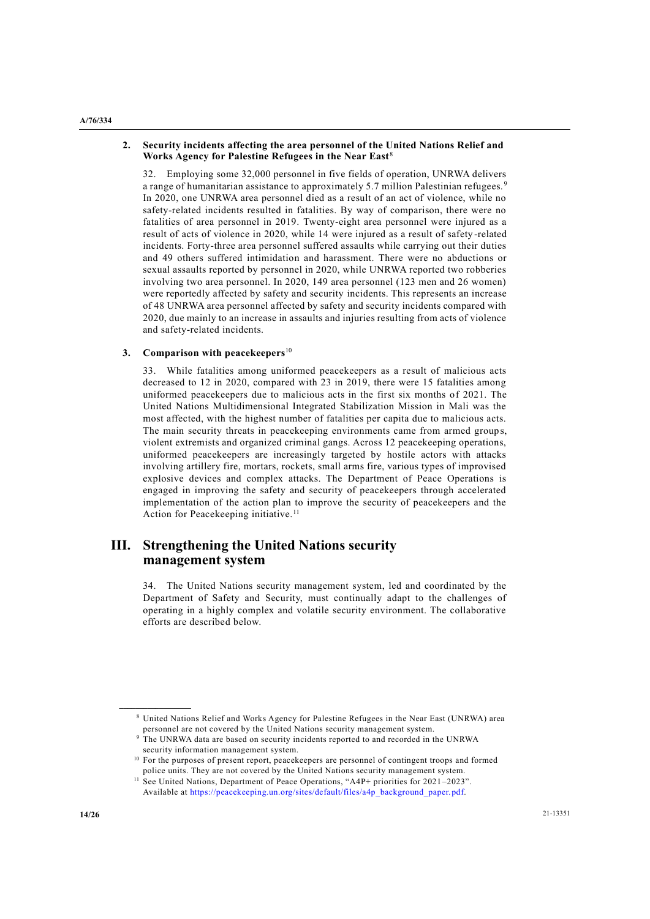### 2. Security incidents affecting the area personnel of the United Nations Relief and Works Agency for Palestine Refugees in the Near East[8]

32. Employing some 32,000 personnel in five fields of operation, UNRWA delivers a range of humanitarian assistance to approximately 5.7 million Palestinian refugees.[9] In 2020, one UNRWA area personnel died as a result of an act of violence, while no safety-related incidents resulted in fatalities. By way of comparison, there were no fatalities of area personnel in 2019. Twenty-eight area personnel were injured as a result of acts of violence in 2020, while 14 were injured as a result of safety-related incidents. Forty-three area personnel suffered assaults while carrying out their duties and 49 others suffered intimidation and harassment. There were no abductions or sexual assaults reported by personnel in 2020, while UNRWA reported two robberies involving two area personnel. In 2020, 149 area personnel (123 men and 26 women) were reportedly affected by safety and security incidents. This represents an increase of 48 UNRWA area personnel affected by safety and security incidents compared with 2020, due mainly to an increase in assaults and injuries resulting from acts of violence and safety-related incidents.

### 3. Comparison with peacekeepers[10]

33. While fatalities among uniformed peacekeepers as a result of malicious acts decreased to 12 in 2020, compared with 23 in 2019, there were 15 fatalities among uniformed peacekeepers due to malicious acts in the first six months of 2021. The United Nations Multidimensional Integrated Stabilization Mission in Mali was the most affected, with the highest number of fatalities per capita due to malicious acts. The main security threats in peacekeeping environments came from armed groups, violent extremists and organized criminal gangs. Across 12 peacekeeping operations, uniformed peacekeepers are increasingly targeted by hostile actors with attacks involving artillery fire, mortars, rockets, small arms fire, various types of improvised explosive devices and complex attacks. The Department of Peace Operations is engaged in improving the safety and security of peacekeepers through accelerated implementation of the action plan to improve the security of peacekeepers and the Action for Peacekeeping initiative.[11]

## III. Strengthening the United Nations security management system

34. The United Nations security management system, led and coordinated by the Department of Safety and Security, must continually adapt to the challenges of operating in a highly complex and volatile security environment. The collaborative efforts are described below.

---

[8] United Nations Relief and Works Agency for Palestine Refugees in the Near East (UNRWA) area personnel are not covered by the United Nations security management system.

[9] The UNRWA data are based on security incidents reported to and recorded in the UNRWA security information management system.

[10] For the purposes of present report, peacekeepers are personnel of contingent troops and formed police units. They are not covered by the United Nations security management system.

[11] See United Nations, Department of Peace Operations, "A4P+ priorities for 2021–2023". Available at https://peacekeeping.un.org/sites/default/files/a4p_background_paper.pdf.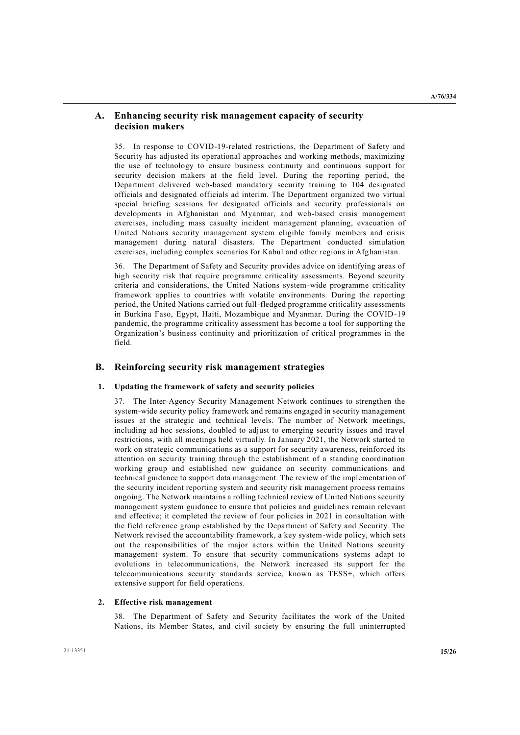## A. Enhancing security risk management capacity of security decision makers

35. In response to COVID-19-related restrictions, the Department of Safety and Security has adjusted its operational approaches and working methods, maximizing the use of technology to ensure business continuity and continuous support for security decision makers at the field level. During the reporting period, the Department delivered web-based mandatory security training to 104 designated officials and designated officials ad interim. The Department organized two virtual special briefing sessions for designated officials and security professionals on developments in Afghanistan and Myanmar, and web-based crisis management exercises, including mass casualty incident management planning, evacuation of United Nations security management system eligible family members and crisis management during natural disasters. The Department conducted simulation exercises, including complex scenarios for Kabul and other regions in Afghanistan.

36. The Department of Safety and Security provides advice on identifying areas of high security risk that require programme criticality assessments. Beyond security criteria and considerations, the United Nations system-wide programme criticality framework applies to countries with volatile environments. During the reporting period, the United Nations carried out full-fledged programme criticality assessments in Burkina Faso, Egypt, Haiti, Mozambique and Myanmar. During the COVID-19 pandemic, the programme criticality assessment has become a tool for supporting the Organization's business continuity and prioritization of critical programmes in the field.

## B. Reinforcing security risk management strategies

### 1. Updating the framework of safety and security policies

37. The Inter-Agency Security Management Network continues to strengthen the system-wide security policy framework and remains engaged in security management issues at the strategic and technical levels. The number of Network meetings, including ad hoc sessions, doubled to adjust to emerging security issues and travel restrictions, with all meetings held virtually. In January 2021, the Network started to work on strategic communications as a support for security awareness, reinforced its attention on security training through the establishment of a standing coordination working group and established new guidance on security communications and technical guidance to support data management. The review of the implementation of the security incident reporting system and security risk management process remains ongoing. The Network maintains a rolling technical review of United Nations security management system guidance to ensure that policies and guidelines remain relevant and effective; it completed the review of four policies in 2021 in consultation with the field reference group established by the Department of Safety and Security. The Network revised the accountability framework, a key system-wide policy, which sets out the responsibilities of the major actors within the United Nations security management system. To ensure that security communications systems adapt to evolutions in telecommunications, the Network increased its support for the telecommunications security standards service, known as TESS+, which offers extensive support for field operations.

### 2. Effective risk management

38. The Department of Safety and Security facilitates the work of the United Nations, its Member States, and civil society by ensuring the full uninterrupted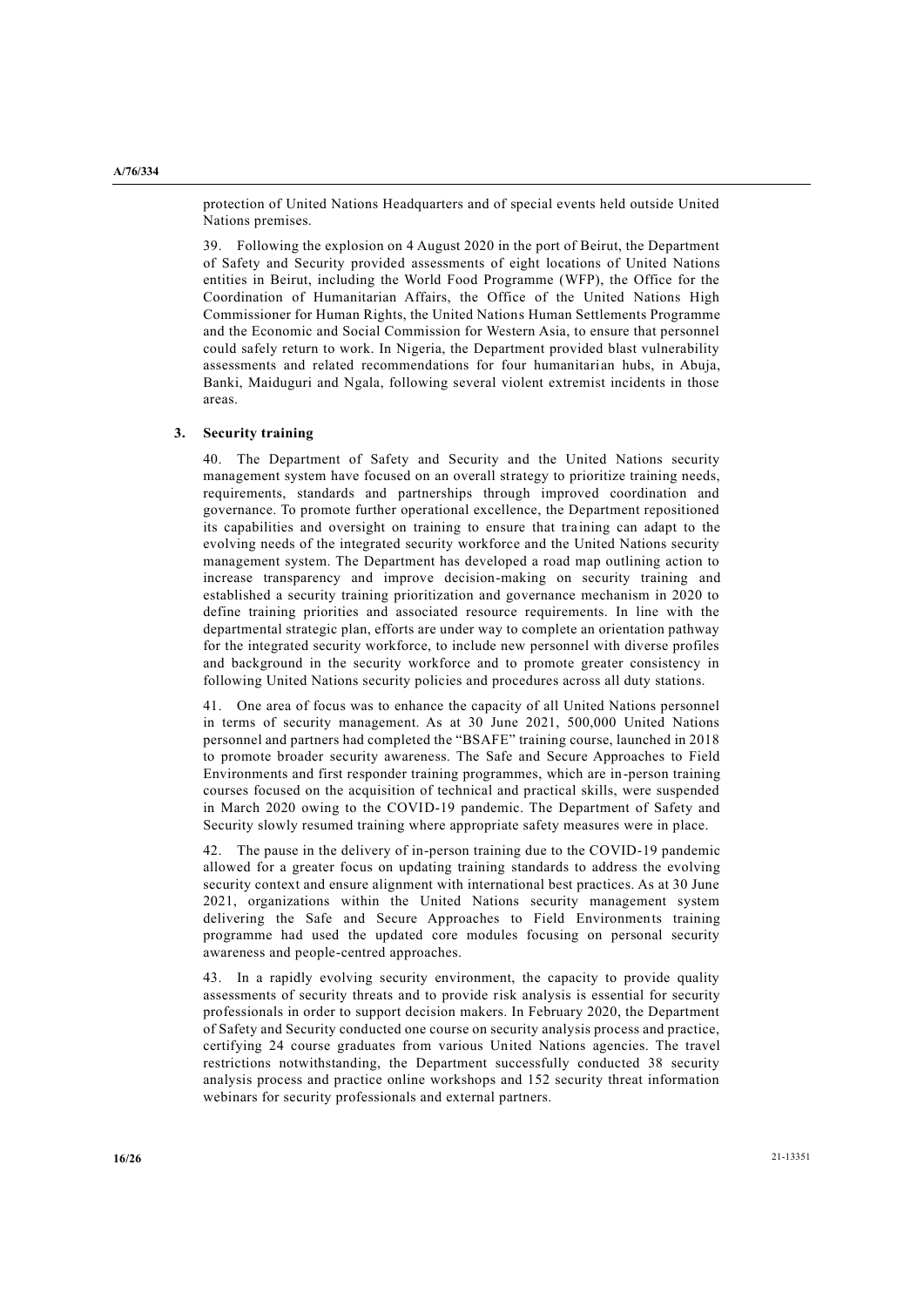protection of United Nations Headquarters and of special events held outside United Nations premises.

39. Following the explosion on 4 August 2020 in the port of Beirut, the Department of Safety and Security provided assessments of eight locations of United Nations entities in Beirut, including the World Food Programme (WFP), the Office for the Coordination of Humanitarian Affairs, the Office of the United Nations High Commissioner for Human Rights, the United Nations Human Settlements Programme and the Economic and Social Commission for Western Asia, to ensure that personnel could safely return to work. In Nigeria, the Department provided blast vulnerability assessments and related recommendations for four humanitarian hubs, in Abuja, Banki, Maiduguri and Ngala, following several violent extremist incidents in those areas.

### 3. Security training

40. The Department of Safety and Security and the United Nations security management system have focused on an overall strategy to prioritize training needs, requirements, standards and partnerships through improved coordination and governance. To promote further operational excellence, the Department repositioned its capabilities and oversight on training to ensure that training can adapt to the evolving needs of the integrated security workforce and the United Nations security management system. The Department has developed a road map outlining action to increase transparency and improve decision-making on security training and established a security training prioritization and governance mechanism in 2020 to define training priorities and associated resource requirements. In line with the departmental strategic plan, efforts are under way to complete an orientation pathway for the integrated security workforce, to include new personnel with diverse profiles and background in the security workforce and to promote greater consistency in following United Nations security policies and procedures across all duty stations.

41. One area of focus was to enhance the capacity of all United Nations personnel in terms of security management. As at 30 June 2021, 500,000 United Nations personnel and partners had completed the "BSAFE" training course, launched in 2018 to promote broader security awareness. The Safe and Secure Approaches to Field Environments and first responder training programmes, which are in-person training courses focused on the acquisition of technical and practical skills, were suspended in March 2020 owing to the COVID-19 pandemic. The Department of Safety and Security slowly resumed training where appropriate safety measures were in place.

42. The pause in the delivery of in-person training due to the COVID-19 pandemic allowed for a greater focus on updating training standards to address the evolving security context and ensure alignment with international best practices. As at 30 June 2021, organizations within the United Nations security management system delivering the Safe and Secure Approaches to Field Environments training programme had used the updated core modules focusing on personal security awareness and people-centred approaches.

43. In a rapidly evolving security environment, the capacity to provide quality assessments of security threats and to provide risk analysis is essential for security professionals in order to support decision makers. In February 2020, the Department of Safety and Security conducted one course on security analysis process and practice, certifying 24 course graduates from various United Nations agencies. The travel restrictions notwithstanding, the Department successfully conducted 38 security analysis process and practice online workshops and 152 security threat information webinars for security professionals and external partners.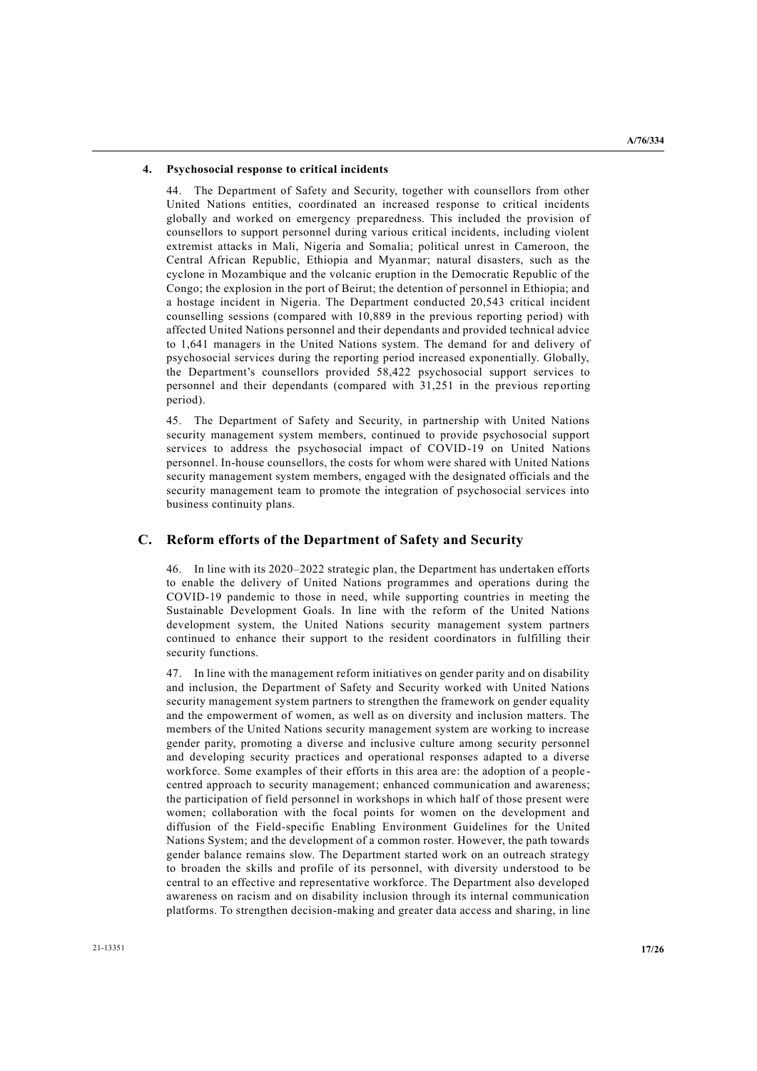#### 4. Psychosocial response to critical incidents

44. The Department of Safety and Security, together with counsellors from other United Nations entities, coordinated an increased response to critical incidents globally and worked on emergency preparedness. This included the provision of counsellors to support personnel during various critical incidents, including violent extremist attacks in Mali, Nigeria and Somalia; political unrest in Cameroon, the Central African Republic, Ethiopia and Myanmar; natural disasters, such as the cyclone in Mozambique and the volcanic eruption in the Democratic Republic of the Congo; the explosion in the port of Beirut; the detention of personnel in Ethiopia; and a hostage incident in Nigeria. The Department conducted 20,543 critical incident counselling sessions (compared with 10,889 in the previous reporting period) with affected United Nations personnel and their dependants and provided technical advice to 1,641 managers in the United Nations system. The demand for and delivery of psychosocial services during the reporting period increased exponentially. Globally, the Department's counsellors provided 58,422 psychosocial support services to personnel and their dependants (compared with 31,251 in the previous reporting period).

45. The Department of Safety and Security, in partnership with United Nations security management system members, continued to provide psychosocial support services to address the psychosocial impact of COVID-19 on United Nations personnel. In-house counsellors, the costs for whom were shared with United Nations security management system members, engaged with the designated officials and the security management team to promote the integration of psychosocial services into business continuity plans.

### C. Reform efforts of the Department of Safety and Security

46. In line with its 2020–2022 strategic plan, the Department has undertaken efforts to enable the delivery of United Nations programmes and operations during the COVID-19 pandemic to those in need, while supporting countries in meeting the Sustainable Development Goals. In line with the reform of the United Nations development system, the United Nations security management system partners continued to enhance their support to the resident coordinators in fulfilling their security functions.

47. In line with the management reform initiatives on gender parity and on disability and inclusion, the Department of Safety and Security worked with United Nations security management system partners to strengthen the framework on gender equality and the empowerment of women, as well as on diversity and inclusion matters. The members of the United Nations security management system are working to increase gender parity, promoting a diverse and inclusive culture among security personnel and developing security practices and operational responses adapted to a diverse workforce. Some examples of their efforts in this area are: the adoption of a people-centred approach to security management; enhanced communication and awareness; the participation of field personnel in workshops in which half of those present were women; collaboration with the focal points for women on the development and diffusion of the Field-specific Enabling Environment Guidelines for the United Nations System; and the development of a common roster. However, the path towards gender balance remains slow. The Department started work on an outreach strategy to broaden the skills and profile of its personnel, with diversity understood to be central to an effective and representative workforce. The Department also developed awareness on racism and on disability inclusion through its internal communication platforms. To strengthen decision-making and greater data access and sharing, in line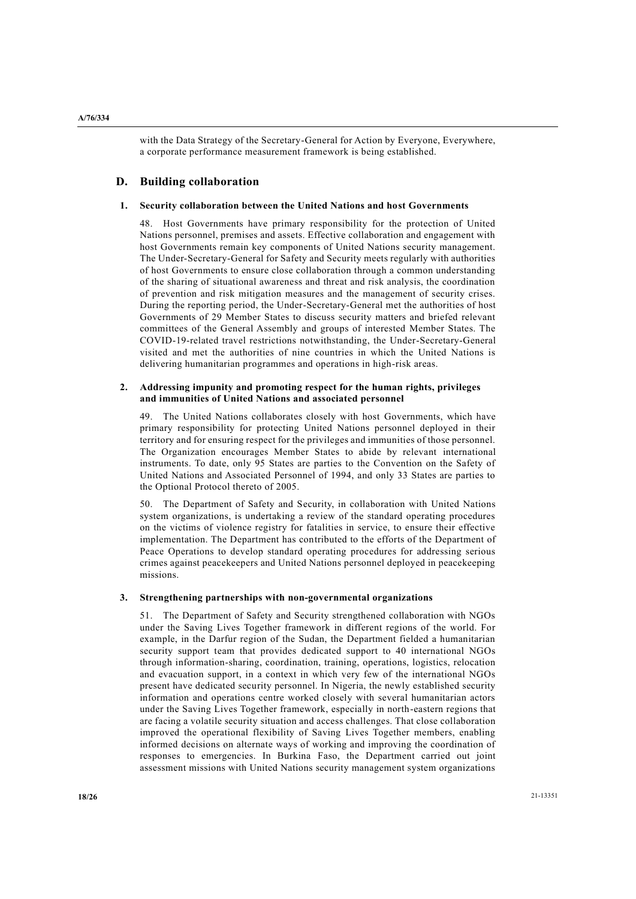with the Data Strategy of the Secretary-General for Action by Everyone, Everywhere, a corporate performance measurement framework is being established.

## D. Building collaboration

### 1. Security collaboration between the United Nations and host Governments

48. Host Governments have primary responsibility for the protection of United Nations personnel, premises and assets. Effective collaboration and engagement with host Governments remain key components of United Nations security management. The Under-Secretary-General for Safety and Security meets regularly with authorities of host Governments to ensure close collaboration through a common understanding of the sharing of situational awareness and threat and risk analysis, the coordination of prevention and risk mitigation measures and the management of security crises. During the reporting period, the Under-Secretary-General met the authorities of host Governments of 29 Member States to discuss security matters and briefed relevant committees of the General Assembly and groups of interested Member States. The COVID-19-related travel restrictions notwithstanding, the Under-Secretary-General visited and met the authorities of nine countries in which the United Nations is delivering humanitarian programmes and operations in high-risk areas.

### 2. Addressing impunity and promoting respect for the human rights, privileges and immunities of United Nations and associated personnel

49. The United Nations collaborates closely with host Governments, which have primary responsibility for protecting United Nations personnel deployed in their territory and for ensuring respect for the privileges and immunities of those personnel. The Organization encourages Member States to abide by relevant international instruments. To date, only 95 States are parties to the Convention on the Safety of United Nations and Associated Personnel of 1994, and only 33 States are parties to the Optional Protocol thereto of 2005.

50. The Department of Safety and Security, in collaboration with United Nations system organizations, is undertaking a review of the standard operating procedures on the victims of violence registry for fatalities in service, to ensure their effective implementation. The Department has contributed to the efforts of the Department of Peace Operations to develop standard operating procedures for addressing serious crimes against peacekeepers and United Nations personnel deployed in peacekeeping missions.

### 3. Strengthening partnerships with non-governmental organizations

51. The Department of Safety and Security strengthened collaboration with NGOs under the Saving Lives Together framework in different regions of the world. For example, in the Darfur region of the Sudan, the Department fielded a humanitarian security support team that provides dedicated support to 40 international NGOs through information-sharing, coordination, training, operations, logistics, relocation and evacuation support, in a context in which very few of the international NGOs present have dedicated security personnel. In Nigeria, the newly established security information and operations centre worked closely with several humanitarian actors under the Saving Lives Together framework, especially in north-eastern regions that are facing a volatile security situation and access challenges. That close collaboration improved the operational flexibility of Saving Lives Together members, enabling informed decisions on alternate ways of working and improving the coordination of responses to emergencies. In Burkina Faso, the Department carried out joint assessment missions with United Nations security management system organizations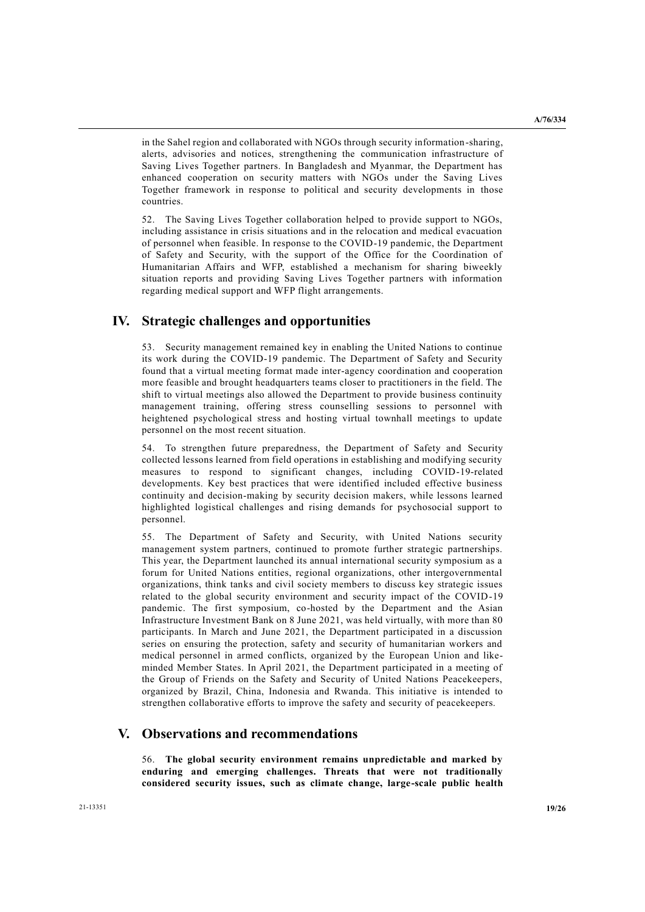in the Sahel region and collaborated with NGOs through security information-sharing, alerts, advisories and notices, strengthening the communication infrastructure of Saving Lives Together partners. In Bangladesh and Myanmar, the Department has enhanced cooperation on security matters with NGOs under the Saving Lives Together framework in response to political and security developments in those countries.

52. The Saving Lives Together collaboration helped to provide support to NGOs, including assistance in crisis situations and in the relocation and medical evacuation of personnel when feasible. In response to the COVID-19 pandemic, the Department of Safety and Security, with the support of the Office for the Coordination of Humanitarian Affairs and WFP, established a mechanism for sharing biweekly situation reports and providing Saving Lives Together partners with information regarding medical support and WFP flight arrangements.

## IV. Strategic challenges and opportunities

53. Security management remained key in enabling the United Nations to continue its work during the COVID-19 pandemic. The Department of Safety and Security found that a virtual meeting format made inter-agency coordination and cooperation more feasible and brought headquarters teams closer to practitioners in the field. The shift to virtual meetings also allowed the Department to provide business continuity management training, offering stress counselling sessions to personnel with heightened psychological stress and hosting virtual townhall meetings to update personnel on the most recent situation.

54. To strengthen future preparedness, the Department of Safety and Security collected lessons learned from field operations in establishing and modifying security measures to respond to significant changes, including COVID-19-related developments. Key best practices that were identified included effective business continuity and decision-making by security decision makers, while lessons learned highlighted logistical challenges and rising demands for psychosocial support to personnel.

55. The Department of Safety and Security, with United Nations security management system partners, continued to promote further strategic partnerships. This year, the Department launched its annual international security symposium as a forum for United Nations entities, regional organizations, other intergovernmental organizations, think tanks and civil society members to discuss key strategic issues related to the global security environment and security impact of the COVID-19 pandemic. The first symposium, co-hosted by the Department and the Asian Infrastructure Investment Bank on 8 June 2021, was held virtually, with more than 80 participants. In March and June 2021, the Department participated in a discussion series on ensuring the protection, safety and security of humanitarian workers and medical personnel in armed conflicts, organized by the European Union and like-minded Member States. In April 2021, the Department participated in a meeting of the Group of Friends on the Safety and Security of United Nations Peacekeepers, organized by Brazil, China, Indonesia and Rwanda. This initiative is intended to strengthen collaborative efforts to improve the safety and security of peacekeepers.

## V. Observations and recommendations

56. **The global security environment remains unpredictable and marked by enduring and emerging challenges. Threats that were not traditionally considered security issues, such as climate change, large-scale public health**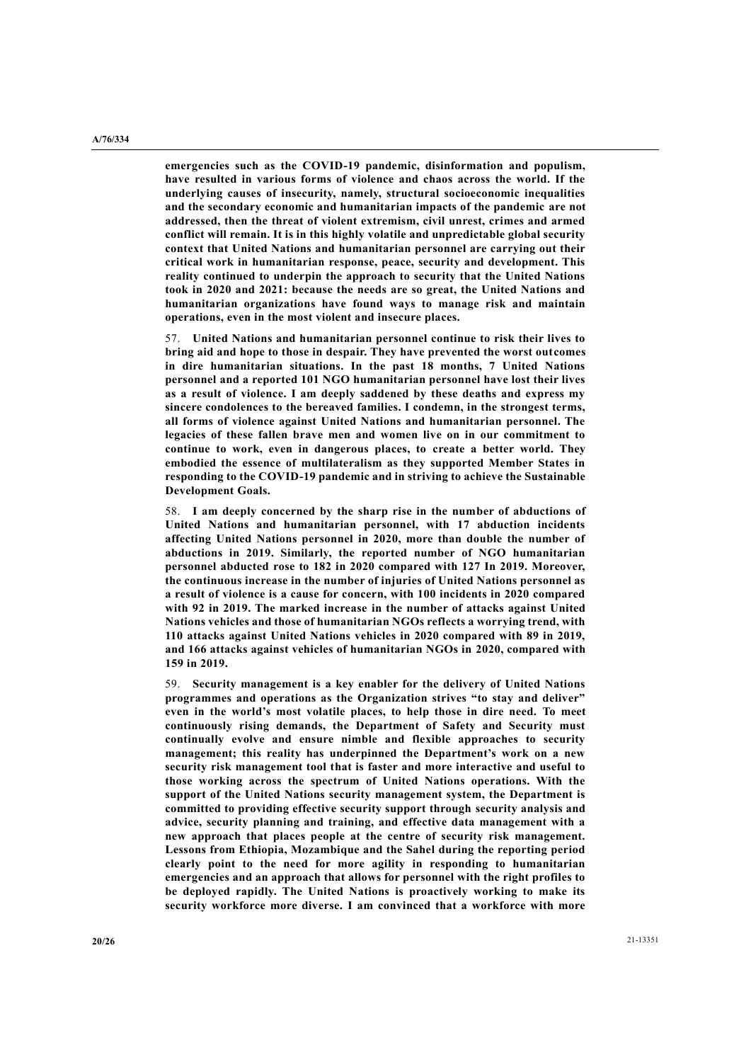**emergencies such as the COVID-19 pandemic, disinformation and populism, have resulted in various forms of violence and chaos across the world. If the underlying causes of insecurity, namely, structural socioeconomic inequalities and the secondary economic and humanitarian impacts of the pandemic are not addressed, then the threat of violent extremism, civil unrest, crimes and armed conflict will remain. It is in this highly volatile and unpredictable global security context that United Nations and humanitarian personnel are carrying out their critical work in humanitarian response, peace, security and development. This reality continued to underpin the approach to security that the United Nations took in 2020 and 2021: because the needs are so great, the United Nations and humanitarian organizations have found ways to manage risk and maintain operations, even in the most violent and insecure places.**

57. **United Nations and humanitarian personnel continue to risk their lives to bring aid and hope to those in despair. They have prevented the worst outcomes in dire humanitarian situations. In the past 18 months, 7 United Nations personnel and a reported 101 NGO humanitarian personnel have lost their lives as a result of violence. I am deeply saddened by these deaths and express my sincere condolences to the bereaved families. I condemn, in the strongest terms, all forms of violence against United Nations and humanitarian personnel. The legacies of these fallen brave men and women live on in our commitment to continue to work, even in dangerous places, to create a better world. They embodied the essence of multilateralism as they supported Member States in responding to the COVID-19 pandemic and in striving to achieve the Sustainable Development Goals.**

58. **I am deeply concerned by the sharp rise in the number of abductions of United Nations and humanitarian personnel, with 17 abduction incidents affecting United Nations personnel in 2020, more than double the number of abductions in 2019. Similarly, the reported number of NGO humanitarian personnel abducted rose to 182 in 2020 compared with 127 In 2019. Moreover, the continuous increase in the number of injuries of United Nations personnel as a result of violence is a cause for concern, with 100 incidents in 2020 compared with 92 in 2019. The marked increase in the number of attacks against United Nations vehicles and those of humanitarian NGOs reflects a worrying trend, with 110 attacks against United Nations vehicles in 2020 compared with 89 in 2019, and 166 attacks against vehicles of humanitarian NGOs in 2020, compared with 159 in 2019.**

59. **Security management is a key enabler for the delivery of United Nations programmes and operations as the Organization strives "to stay and deliver" even in the world's most volatile places, to help those in dire need. To meet continuously rising demands, the Department of Safety and Security must continually evolve and ensure nimble and flexible approaches to security management; this reality has underpinned the Department's work on a new security risk management tool that is faster and more interactive and useful to those working across the spectrum of United Nations operations. With the support of the United Nations security management system, the Department is committed to providing effective security support through security analysis and advice, security planning and training, and effective data management with a new approach that places people at the centre of security risk management. Lessons from Ethiopia, Mozambique and the Sahel during the reporting period clearly point to the need for more agility in responding to humanitarian emergencies and an approach that allows for personnel with the right profiles to be deployed rapidly. The United Nations is proactively working to make its security workforce more diverse. I am convinced that a workforce with more**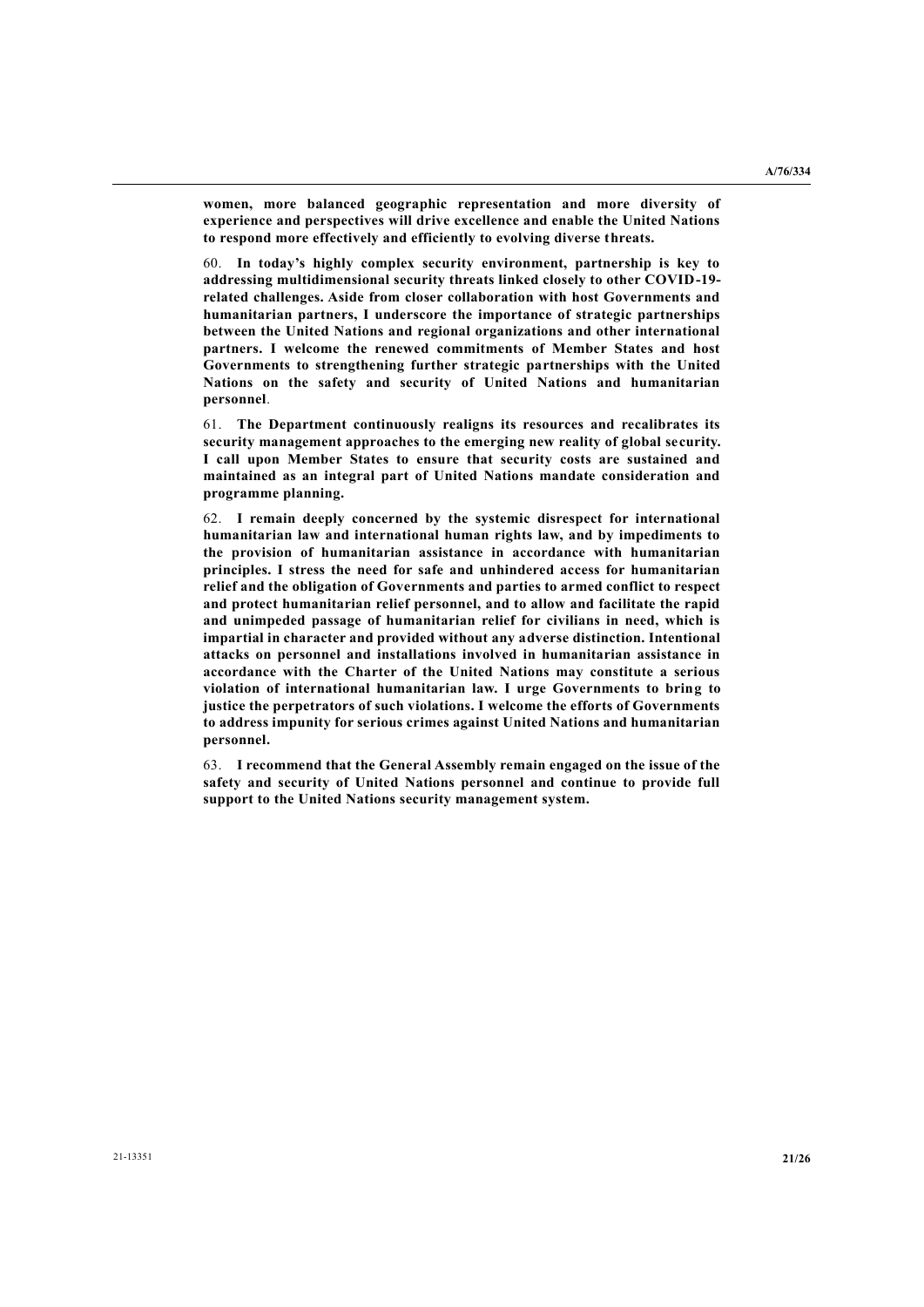**women, more balanced geographic representation and more diversity of experience and perspectives will drive excellence and enable the United Nations to respond more effectively and efficiently to evolving diverse threats.**

60. **In today's highly complex security environment, partnership is key to addressing multidimensional security threats linked closely to other COVID-19-related challenges. Aside from closer collaboration with host Governments and humanitarian partners, I underscore the importance of strategic partnerships between the United Nations and regional organizations and other international partners. I welcome the renewed commitments of Member States and host Governments to strengthening further strategic partnerships with the United Nations on the safety and security of United Nations and humanitarian personnel**.

61. **The Department continuously realigns its resources and recalibrates its security management approaches to the emerging new reality of global security. I call upon Member States to ensure that security costs are sustained and maintained as an integral part of United Nations mandate consideration and programme planning.**

62. **I remain deeply concerned by the systemic disrespect for international humanitarian law and international human rights law, and by impediments to the provision of humanitarian assistance in accordance with humanitarian principles. I stress the need for safe and unhindered access for humanitarian relief and the obligation of Governments and parties to armed conflict to respect and protect humanitarian relief personnel, and to allow and facilitate the rapid and unimpeded passage of humanitarian relief for civilians in need, which is impartial in character and provided without any adverse distinction. Intentional attacks on personnel and installations involved in humanitarian assistance in accordance with the Charter of the United Nations may constitute a serious violation of international humanitarian law. I urge Governments to bring to justice the perpetrators of such violations. I welcome the efforts of Governments to address impunity for serious crimes against United Nations and humanitarian personnel.**

63. **I recommend that the General Assembly remain engaged on the issue of the safety and security of United Nations personnel and continue to provide full support to the United Nations security management system.**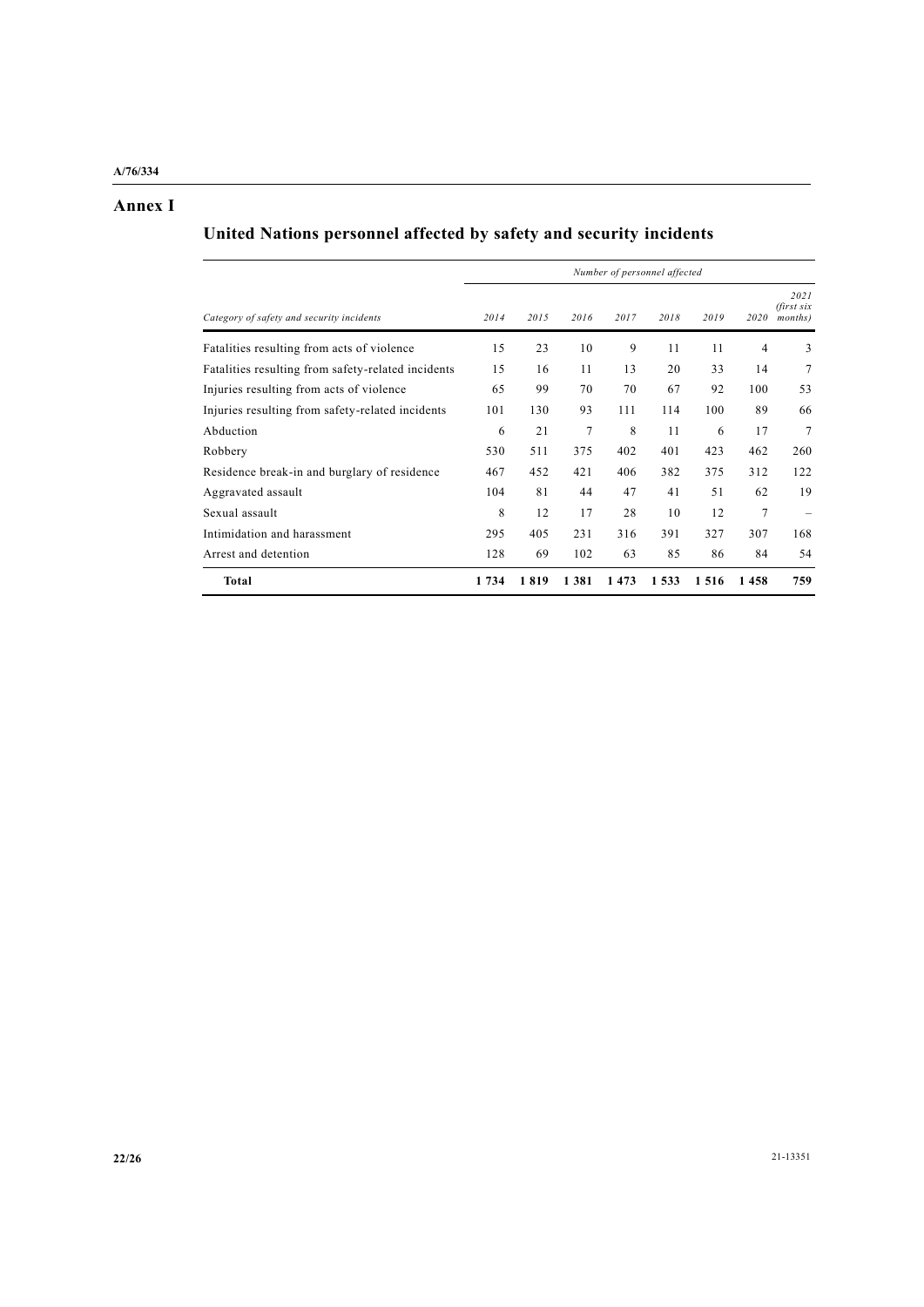# Annex I

## United Nations personnel affected by safety and security incidents

| | *Number of personnel affected* | | | | | | | |
|---|---|---|---|---|---|---|---|---|
| *Category of safety and security incidents* | *2014* | *2015* | *2016* | *2017* | *2018* | *2019* | *2020* | *2021 (first six months)* |
| Fatalities resulting from acts of violence | 15 | 23 | 10 | 9 | 11 | 11 | 4 | 3 |
| Fatalities resulting from safety-related incidents | 15 | 16 | 11 | 13 | 20 | 33 | 14 | 7 |
| Injuries resulting from acts of violence | 65 | 99 | 70 | 70 | 67 | 92 | 100 | 53 |
| Injuries resulting from safety-related incidents | 101 | 130 | 93 | 111 | 114 | 100 | 89 | 66 |
| Abduction | 6 | 21 | 7 | 8 | 11 | 6 | 17 | 7 |
| Robbery | 530 | 511 | 375 | 402 | 401 | 423 | 462 | 260 |
| Residence break-in and burglary of residence | 467 | 452 | 421 | 406 | 382 | 375 | 312 | 122 |
| Aggravated assault | 104 | 81 | 44 | 47 | 41 | 51 | 62 | 19 |
| Sexual assault | 8 | 12 | 17 | 28 | 10 | 12 | 7 | – |
| Intimidation and harassment | 295 | 405 | 231 | 316 | 391 | 327 | 307 | 168 |
| Arrest and detention | 128 | 69 | 102 | 63 | 85 | 86 | 84 | 54 |
| **Total** | **1 734** | **1 819** | **1 381** | **1 473** | **1 533** | **1 516** | **1 458** | **759** |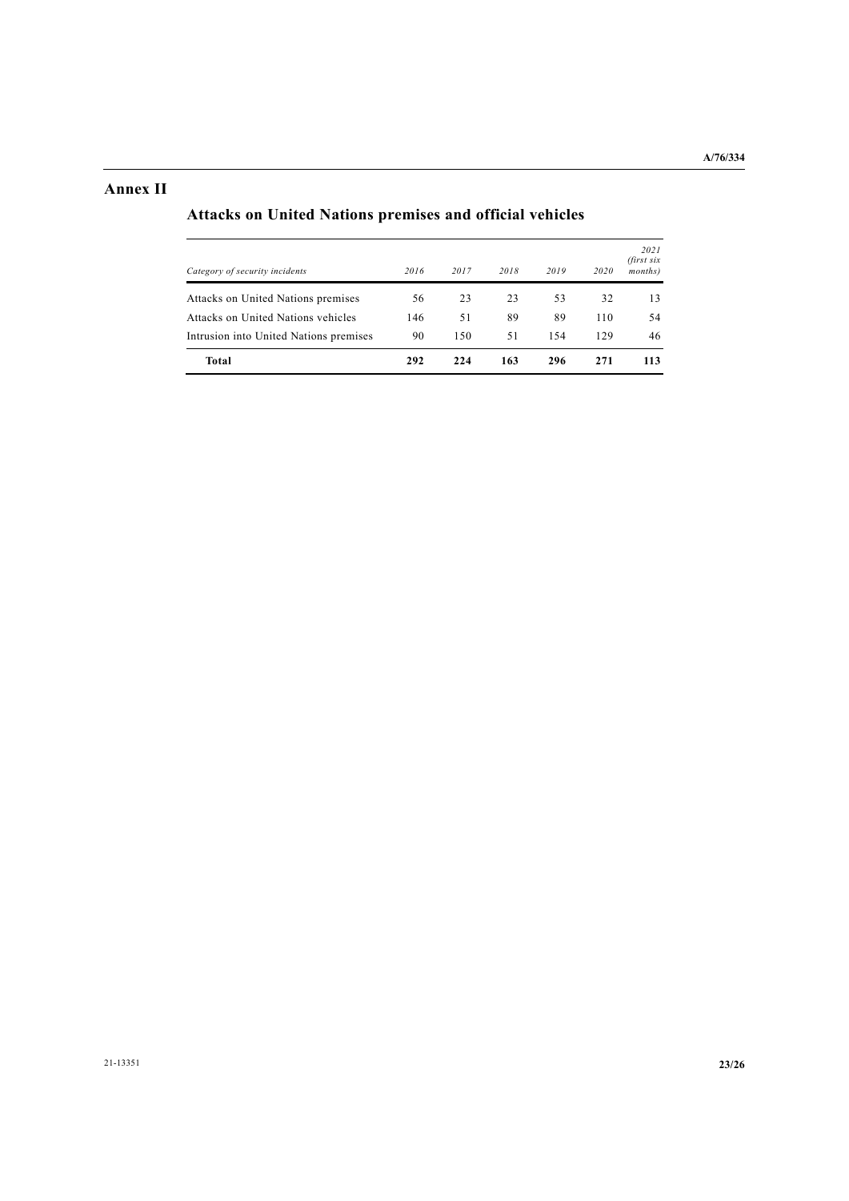# Annex II

## Attacks on United Nations premises and official vehicles

| *Category of security incidents* | *2016* | *2017* | *2018* | *2019* | *2020* | *2021 (first six months)* |
|---|---|---|---|---|---|---|
| Attacks on United Nations premises | 56 | 23 | 23 | 53 | 32 | 13 |
| Attacks on United Nations vehicles | 146 | 51 | 89 | 89 | 110 | 54 |
| Intrusion into United Nations premises | 90 | 150 | 51 | 154 | 129 | 46 |
| **Total** | **292** | **224** | **163** | **296** | **271** | **113** |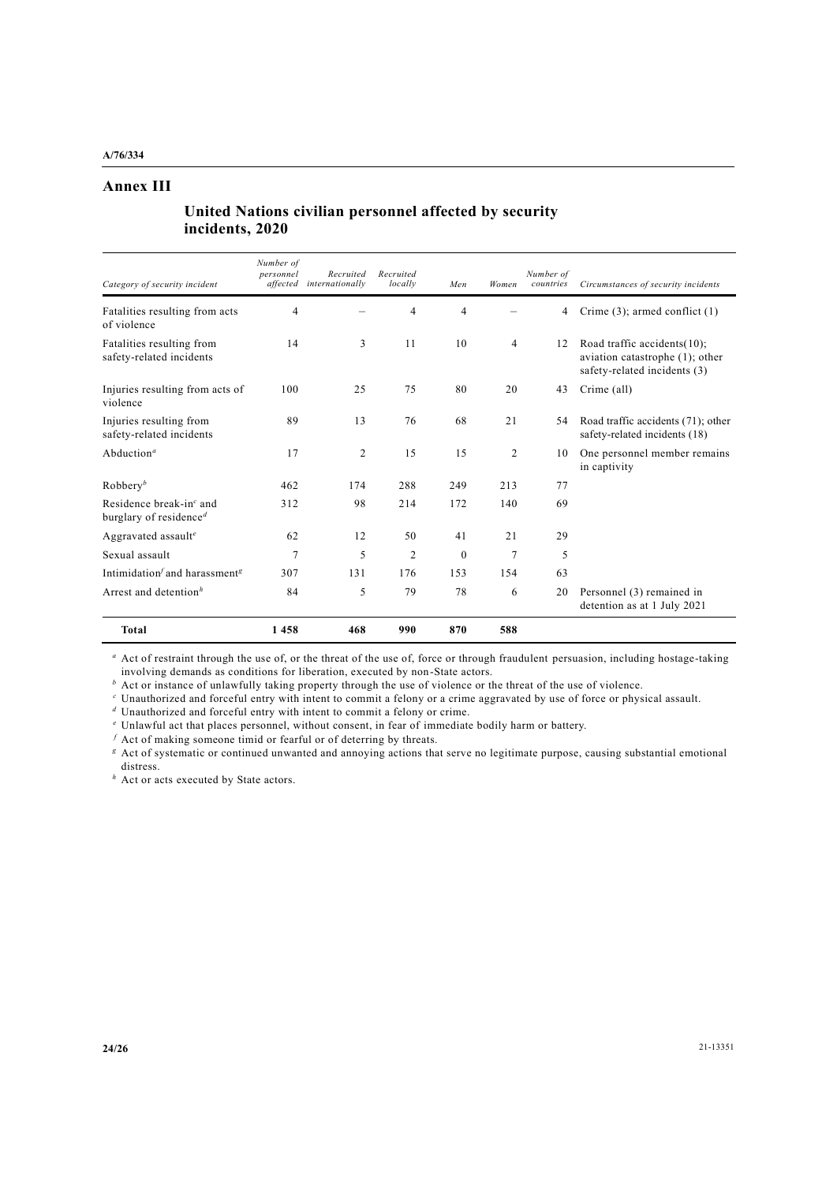## Annex III

### United Nations civilian personnel affected by security incidents, 2020

| *Category of security incident* | *Number of personnel affected* | *Recruited internationally* | *Recruited locally* | *Men* | *Women* | *Number of countries* | *Circumstances of security incidents* |
|---|---|---|---|---|---|---|---|
| Fatalities resulting from acts of violence | 4 | – | 4 | 4 | – | 4 | Crime (3); armed conflict (1) |
| Fatalities resulting from safety-related incidents | 14 | 3 | 11 | 10 | 4 | 12 | Road traffic accidents(10); aviation catastrophe (1); other safety-related incidents (3) |
| Injuries resulting from acts of violence | 100 | 25 | 75 | 80 | 20 | 43 | Crime (all) |
| Injuries resulting from safety-related incidents | 89 | 13 | 76 | 68 | 21 | 54 | Road traffic accidents (71); other safety-related incidents (18) |
| Abduction[a] | 17 | 2 | 15 | 15 | 2 | 10 | One personnel member remains in captivity |
| Robbery[b] | 462 | 174 | 288 | 249 | 213 | 77 | |
| Residence break-in[c] and burglary of residence[d] | 312 | 98 | 214 | 172 | 140 | 69 | |
| Aggravated assault[e] | 62 | 12 | 50 | 41 | 21 | 29 | |
| Sexual assault | 7 | 5 | 2 | 0 | 7 | 5 | |
| Intimidation[f] and harassment[g] | 307 | 131 | 176 | 153 | 154 | 63 | |
| Arrest and detention[h] | 84 | 5 | 79 | 78 | 6 | 20 | Personnel (3) remained in detention as at 1 July 2021 |
| **Total** | **1 458** | **468** | **990** | **870** | **588** | | |

[a] Act of restraint through the use of, or the threat of the use of, force or through fraudulent persuasion, including hostage-taking involving demands as conditions for liberation, executed by non-State actors.

[b] Act or instance of unlawfully taking property through the use of violence or the threat of the use of violence.

[c] Unauthorized and forceful entry with intent to commit a felony or a crime aggravated by use of force or physical assault.

[d] Unauthorized and forceful entry with intent to commit a felony or crime.

[e] Unlawful act that places personnel, without consent, in fear of immediate bodily harm or battery.

[f] Act of making someone timid or fearful or of deterring by threats.

[g] Act of systematic or continued unwanted and annoying actions that serve no legitimate purpose, causing substantial emotional distress.

[h] Act or acts executed by State actors.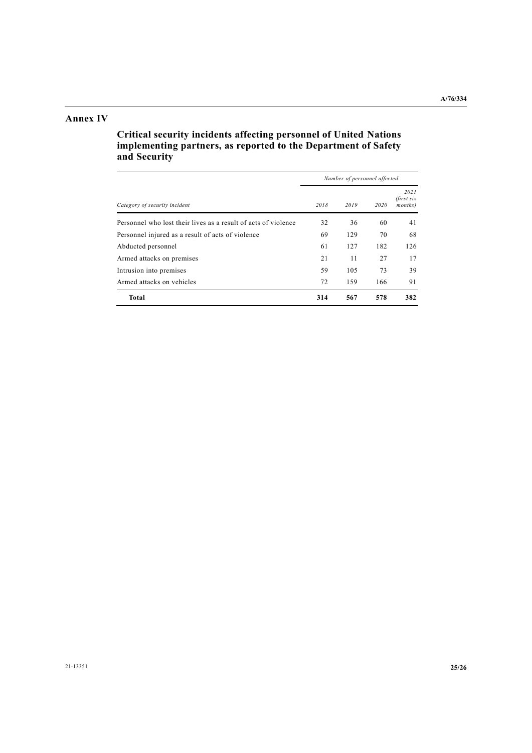# Annex IV

## Critical security incidents affecting personnel of United Nations implementing partners, as reported to the Department of Safety and Security

| | *Number of personnel affected* | | | |
|---|---|---|---|---|
| *Category of security incident* | *2018* | *2019* | *2020* | *2021 (first six months)* |
| Personnel who lost their lives as a result of acts of violence | 32 | 36 | 60 | 41 |
| Personnel injured as a result of acts of violence | 69 | 129 | 70 | 68 |
| Abducted personnel | 61 | 127 | 182 | 126 |
| Armed attacks on premises | 21 | 11 | 27 | 17 |
| Intrusion into premises | 59 | 105 | 73 | 39 |
| Armed attacks on vehicles | 72 | 159 | 166 | 91 |
| **Total** | **314** | **567** | **578** | **382** |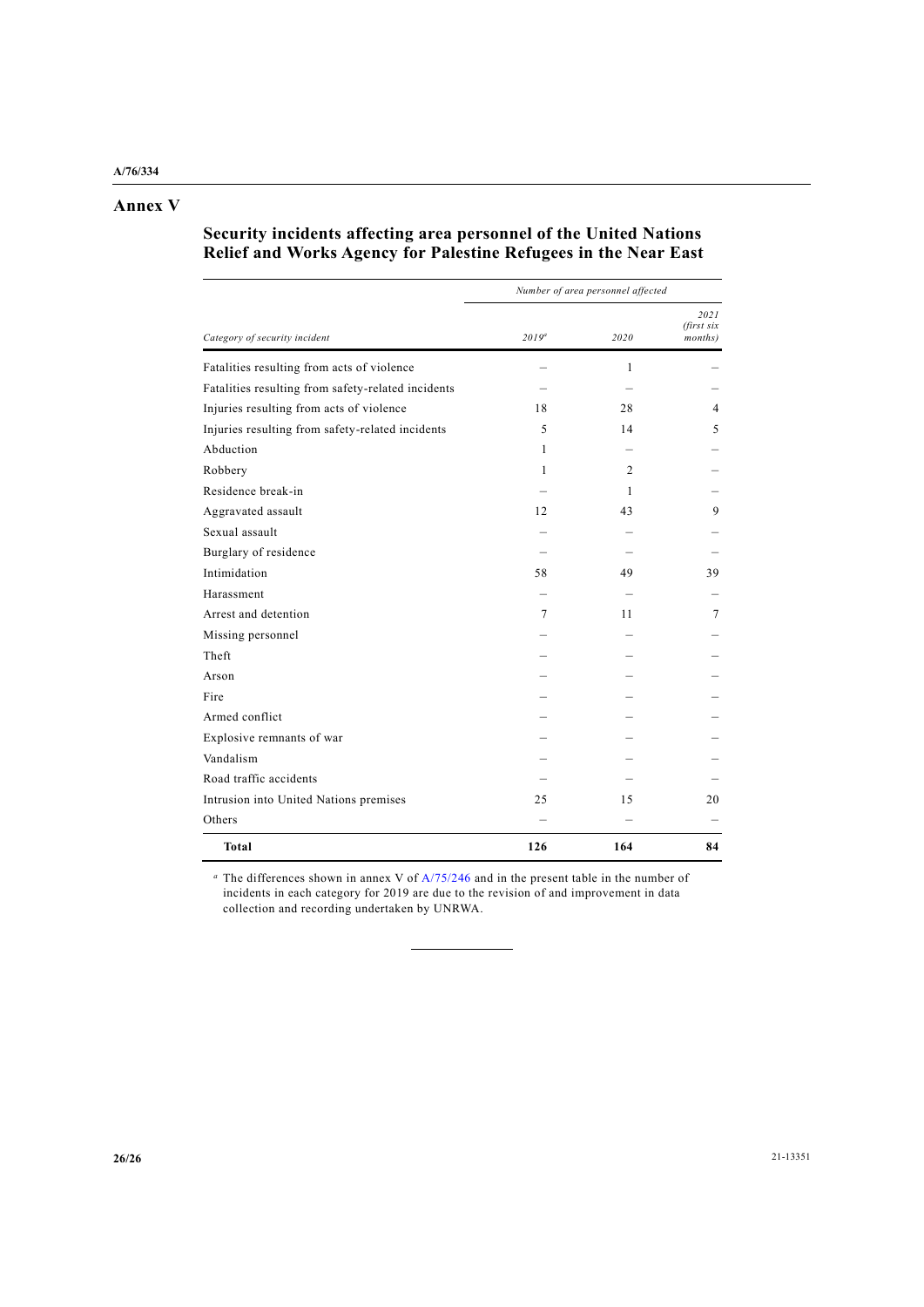## Annex V

### Security incidents affecting area personnel of the United Nations Relief and Works Agency for Palestine Refugees in the Near East

| | Number of area personnel affected | | |
|---|---|---|---|
| *Category of security incident* | *2019*[a] | *2020* | *2021 (first six months)* |
| Fatalities resulting from acts of violence | – | 1 | – |
| Fatalities resulting from safety-related incidents | – | – | – |
| Injuries resulting from acts of violence | 18 | 28 | 4 |
| Injuries resulting from safety-related incidents | 5 | 14 | 5 |
| Abduction | 1 | – | – |
| Robbery | 1 | 2 | – |
| Residence break-in | – | 1 | – |
| Aggravated assault | 12 | 43 | 9 |
| Sexual assault | – | – | – |
| Burglary of residence | – | – | – |
| Intimidation | 58 | 49 | 39 |
| Harassment | – | – | – |
| Arrest and detention | 7 | 11 | 7 |
| Missing personnel | – | – | – |
| Theft | – | – | – |
| Arson | – | – | – |
| Fire | – | – | – |
| Armed conflict | – | – | – |
| Explosive remnants of war | – | – | – |
| Vandalism | – | – | – |
| Road traffic accidents | – | – | – |
| Intrusion into United Nations premises | 25 | 15 | 20 |
| Others | – | – | – |
| **Total** | **126** | **164** | **84** |

[a] The differences shown in annex V of A/75/246 and in the present table in the number of incidents in each category for 2019 are due to the revision of and improvement in data collection and recording undertaken by UNRWA.